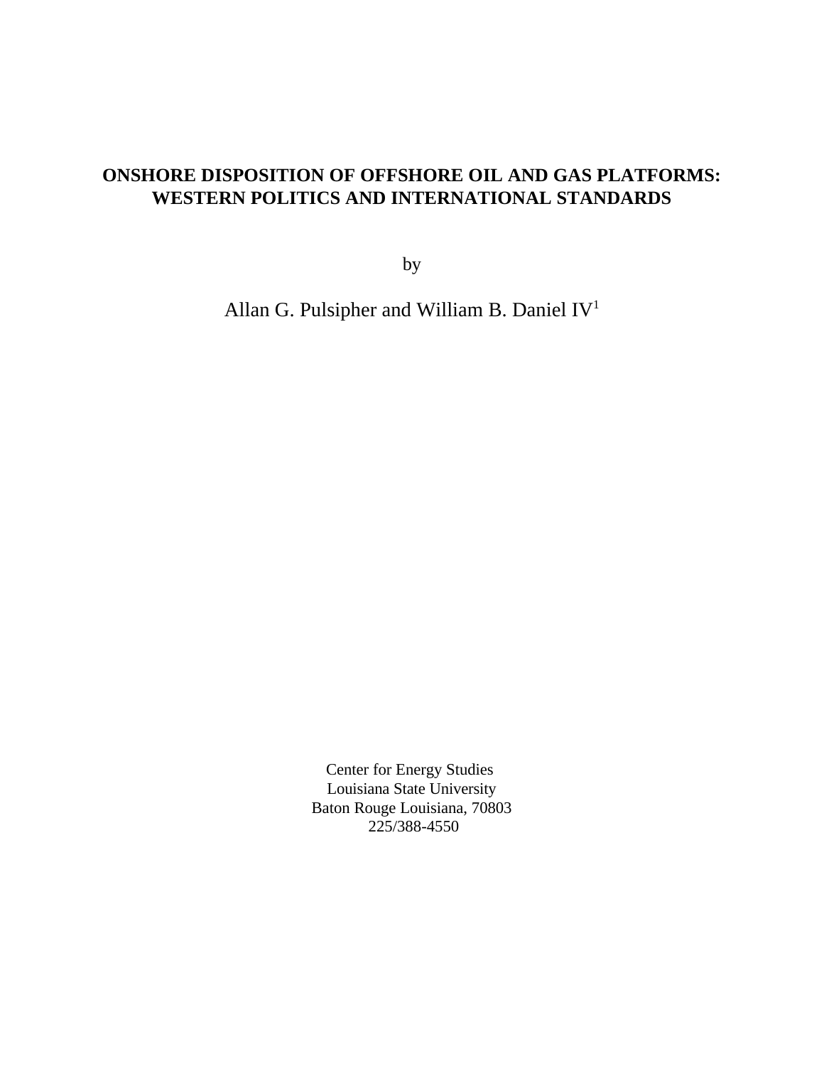# ONSHORE DISPOSITION OF OFFSHORE OIL AND GAS PLATFORMS: WESTERN POLITICS AND INTERNATIONAL STANDARDS

by

Allan G. Pulsipher and William B. Daniel IV[1]

Center for Energy Studies
Louisiana State University
Baton Rouge Louisiana, 70803
225/388-4550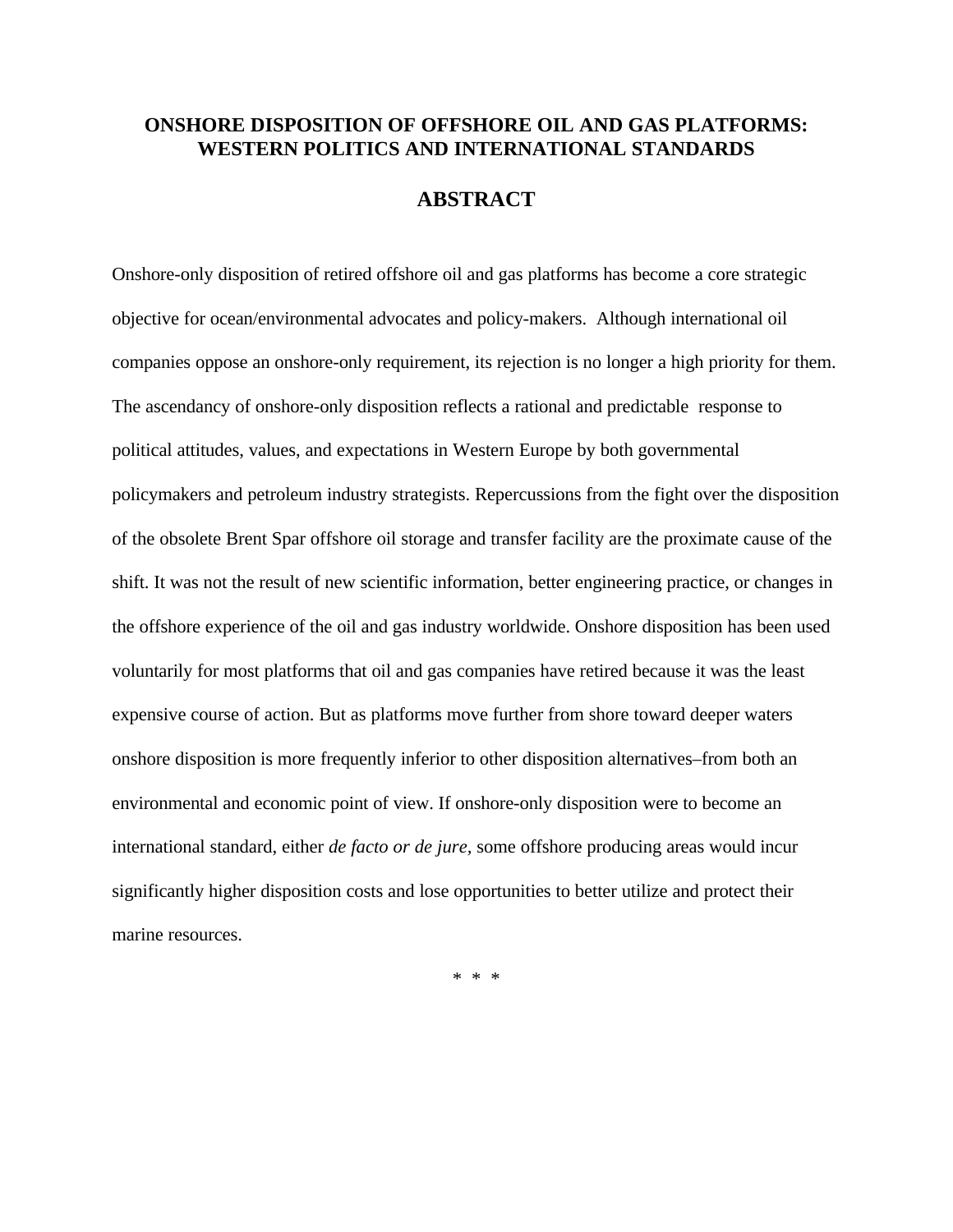# ONSHORE DISPOSITION OF OFFSHORE OIL AND GAS PLATFORMS: WESTERN POLITICS AND INTERNATIONAL STANDARDS

## ABSTRACT

Onshore-only disposition of retired offshore oil and gas platforms has become a core strategic objective for ocean/environmental advocates and policy-makers. Although international oil companies oppose an onshore-only requirement, its rejection is no longer a high priority for them. The ascendancy of onshore-only disposition reflects a rational and predictable response to political attitudes, values, and expectations in Western Europe by both governmental policymakers and petroleum industry strategists. Repercussions from the fight over the disposition of the obsolete Brent Spar offshore oil storage and transfer facility are the proximate cause of the shift. It was not the result of new scientific information, better engineering practice, or changes in the offshore experience of the oil and gas industry worldwide. Onshore disposition has been used voluntarily for most platforms that oil and gas companies have retired because it was the least expensive course of action. But as platforms move further from shore toward deeper waters onshore disposition is more frequently inferior to other disposition alternatives–from both an environmental and economic point of view. If onshore-only disposition were to become an international standard, either *de facto or de jure*, some offshore producing areas would incur significantly higher disposition costs and lose opportunities to better utilize and protect their marine resources.

\* \* \*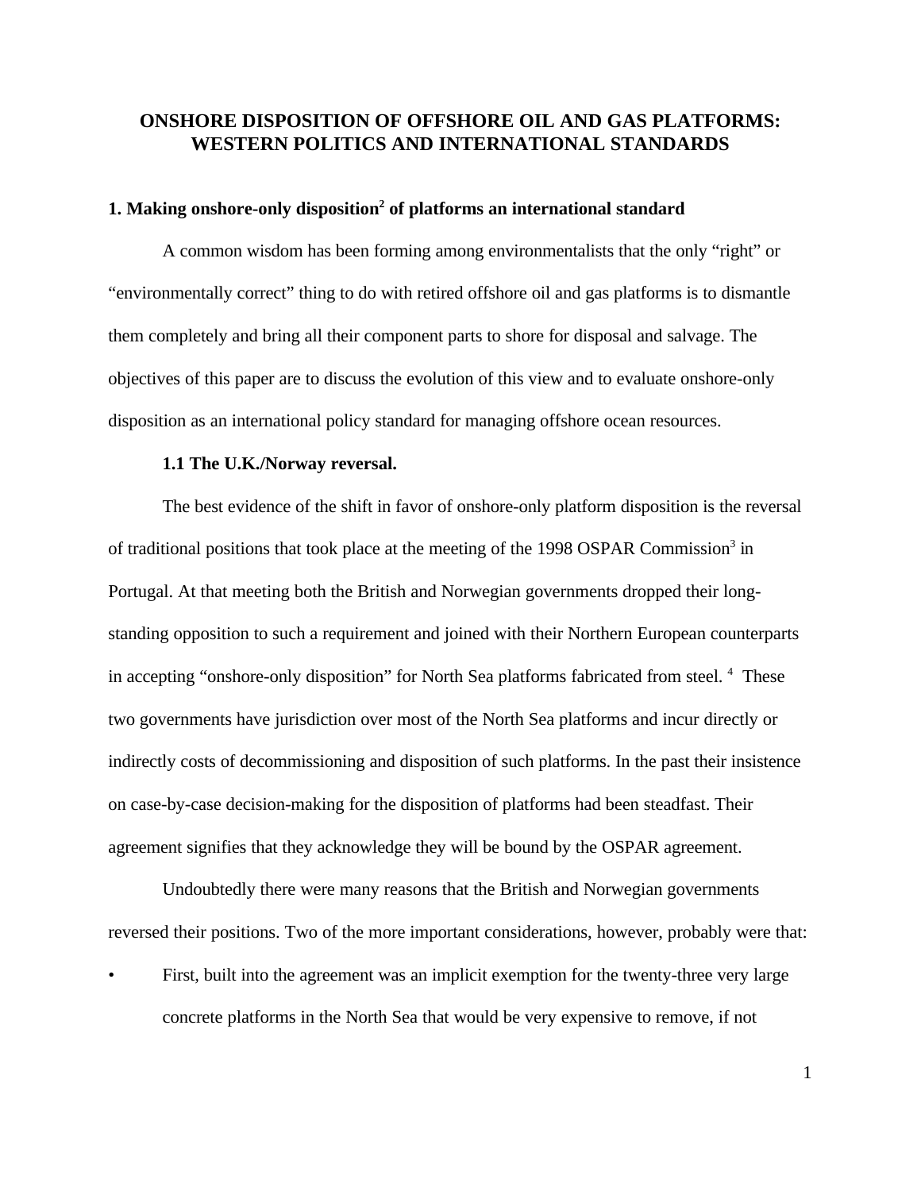# ONSHORE DISPOSITION OF OFFSHORE OIL AND GAS PLATFORMS: WESTERN POLITICS AND INTERNATIONAL STANDARDS

## 1. Making onshore-only disposition[2] of platforms an international standard

A common wisdom has been forming among environmentalists that the only "right" or "environmentally correct" thing to do with retired offshore oil and gas platforms is to dismantle them completely and bring all their component parts to shore for disposal and salvage. The objectives of this paper are to discuss the evolution of this view and to evaluate onshore-only disposition as an international policy standard for managing offshore ocean resources.

### 1.1 The U.K./Norway reversal.

The best evidence of the shift in favor of onshore-only platform disposition is the reversal of traditional positions that took place at the meeting of the 1998 OSPAR Commission[3] in Portugal. At that meeting both the British and Norwegian governments dropped their long-standing opposition to such a requirement and joined with their Northern European counterparts in accepting "onshore-only disposition" for North Sea platforms fabricated from steel. [4] These two governments have jurisdiction over most of the North Sea platforms and incur directly or indirectly costs of decommissioning and disposition of such platforms. In the past their insistence on case-by-case decision-making for the disposition of platforms had been steadfast. Their agreement signifies that they acknowledge they will be bound by the OSPAR agreement.

Undoubtedly there were many reasons that the British and Norwegian governments reversed their positions. Two of the more important considerations, however, probably were that:

- First, built into the agreement was an implicit exemption for the twenty-three very large concrete platforms in the North Sea that would be very expensive to remove, if not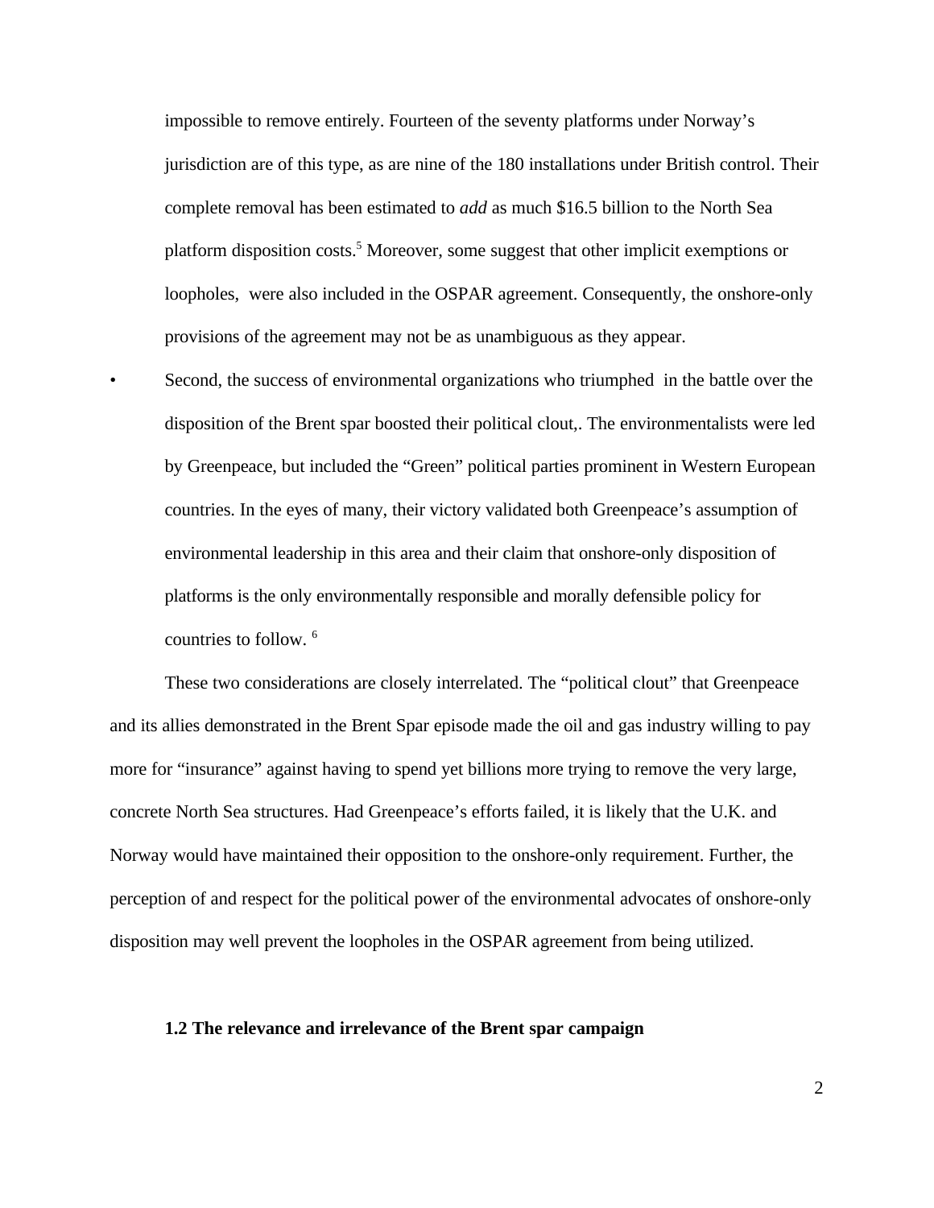impossible to remove entirely. Fourteen of the seventy platforms under Norway's jurisdiction are of this type, as are nine of the 180 installations under British control. Their complete removal has been estimated to *add* as much $16.5 billion to the North Sea platform disposition costs.[5] Moreover, some suggest that other implicit exemptions or loopholes, were also included in the OSPAR agreement. Consequently, the onshore-only provisions of the agreement may not be as unambiguous as they appear.

- Second, the success of environmental organizations who triumphed in the battle over the disposition of the Brent spar boosted their political clout,. The environmentalists were led by Greenpeace, but included the "Green" political parties prominent in Western European countries. In the eyes of many, their victory validated both Greenpeace's assumption of environmental leadership in this area and their claim that onshore-only disposition of platforms is the only environmentally responsible and morally defensible policy for countries to follow. [6]

These two considerations are closely interrelated. The "political clout" that Greenpeace and its allies demonstrated in the Brent Spar episode made the oil and gas industry willing to pay more for "insurance" against having to spend yet billions more trying to remove the very large, concrete North Sea structures. Had Greenpeace's efforts failed, it is likely that the U.K. and Norway would have maintained their opposition to the onshore-only requirement. Further, the perception of and respect for the political power of the environmental advocates of onshore-only disposition may well prevent the loopholes in the OSPAR agreement from being utilized.

### 1.2 The relevance and irrelevance of the Brent spar campaign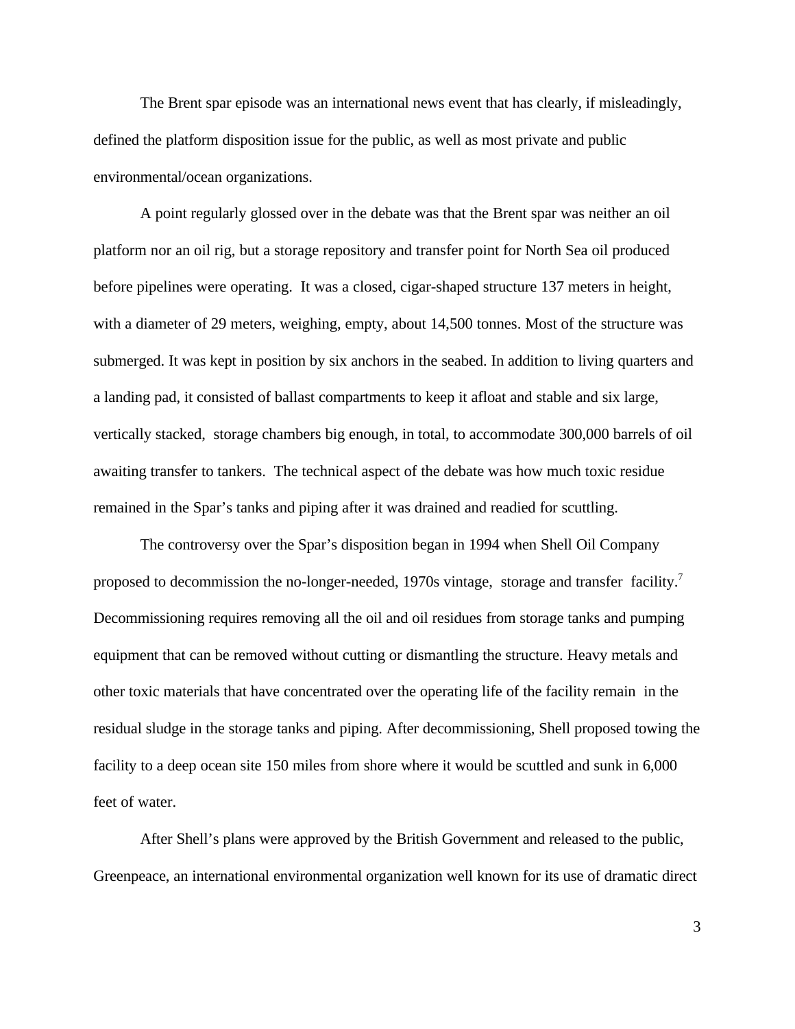The Brent spar episode was an international news event that has clearly, if misleadingly, defined the platform disposition issue for the public, as well as most private and public environmental/ocean organizations.

A point regularly glossed over in the debate was that the Brent spar was neither an oil platform nor an oil rig, but a storage repository and transfer point for North Sea oil produced before pipelines were operating. It was a closed, cigar-shaped structure 137 meters in height, with a diameter of 29 meters, weighing, empty, about 14,500 tonnes. Most of the structure was submerged. It was kept in position by six anchors in the seabed. In addition to living quarters and a landing pad, it consisted of ballast compartments to keep it afloat and stable and six large, vertically stacked, storage chambers big enough, in total, to accommodate 300,000 barrels of oil awaiting transfer to tankers. The technical aspect of the debate was how much toxic residue remained in the Spar's tanks and piping after it was drained and readied for scuttling.

The controversy over the Spar's disposition began in 1994 when Shell Oil Company proposed to decommission the no-longer-needed, 1970s vintage, storage and transfer facility.[7] Decommissioning requires removing all the oil and oil residues from storage tanks and pumping equipment that can be removed without cutting or dismantling the structure. Heavy metals and other toxic materials that have concentrated over the operating life of the facility remain in the residual sludge in the storage tanks and piping. After decommissioning, Shell proposed towing the facility to a deep ocean site 150 miles from shore where it would be scuttled and sunk in 6,000 feet of water.

After Shell's plans were approved by the British Government and released to the public, Greenpeace, an international environmental organization well known for its use of dramatic direct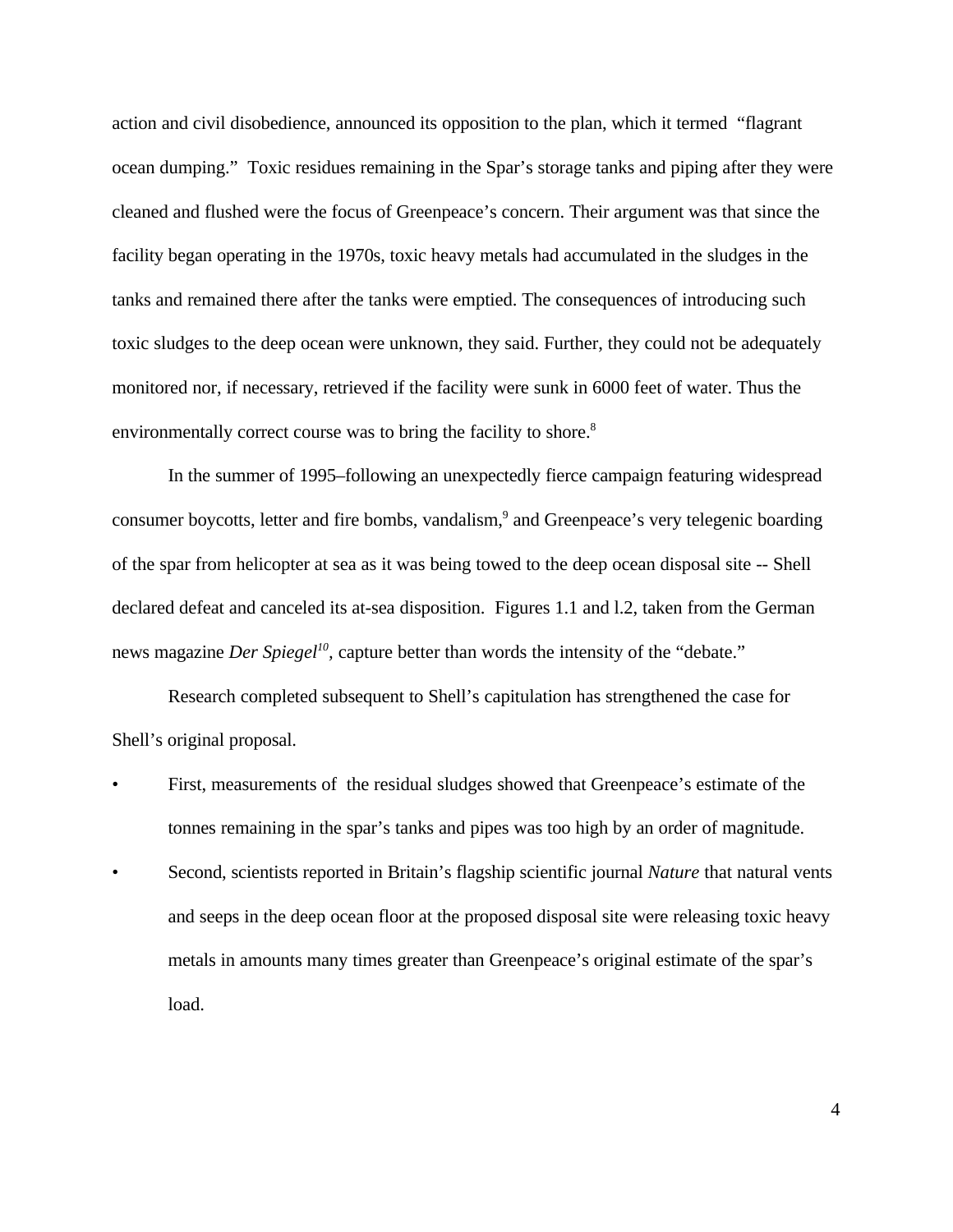action and civil disobedience, announced its opposition to the plan, which it termed "flagrant ocean dumping." Toxic residues remaining in the Spar's storage tanks and piping after they were cleaned and flushed were the focus of Greenpeace's concern. Their argument was that since the facility began operating in the 1970s, toxic heavy metals had accumulated in the sludges in the tanks and remained there after the tanks were emptied. The consequences of introducing such toxic sludges to the deep ocean were unknown, they said. Further, they could not be adequately monitored nor, if necessary, retrieved if the facility were sunk in 6000 feet of water. Thus the environmentally correct course was to bring the facility to shore.[8]

In the summer of 1995–following an unexpectedly fierce campaign featuring widespread consumer boycotts, letter and fire bombs, vandalism,[9] and Greenpeace's very telegenic boarding of the spar from helicopter at sea as it was being towed to the deep ocean disposal site -- Shell declared defeat and canceled its at-sea disposition. Figures 1.1 and l.2, taken from the German news magazine *Der Spiegel*[10], capture better than words the intensity of the "debate."

Research completed subsequent to Shell's capitulation has strengthened the case for Shell's original proposal.

- First, measurements of the residual sludges showed that Greenpeace's estimate of the tonnes remaining in the spar's tanks and pipes was too high by an order of magnitude.
- Second, scientists reported in Britain's flagship scientific journal *Nature* that natural vents and seeps in the deep ocean floor at the proposed disposal site were releasing toxic heavy metals in amounts many times greater than Greenpeace's original estimate of the spar's load.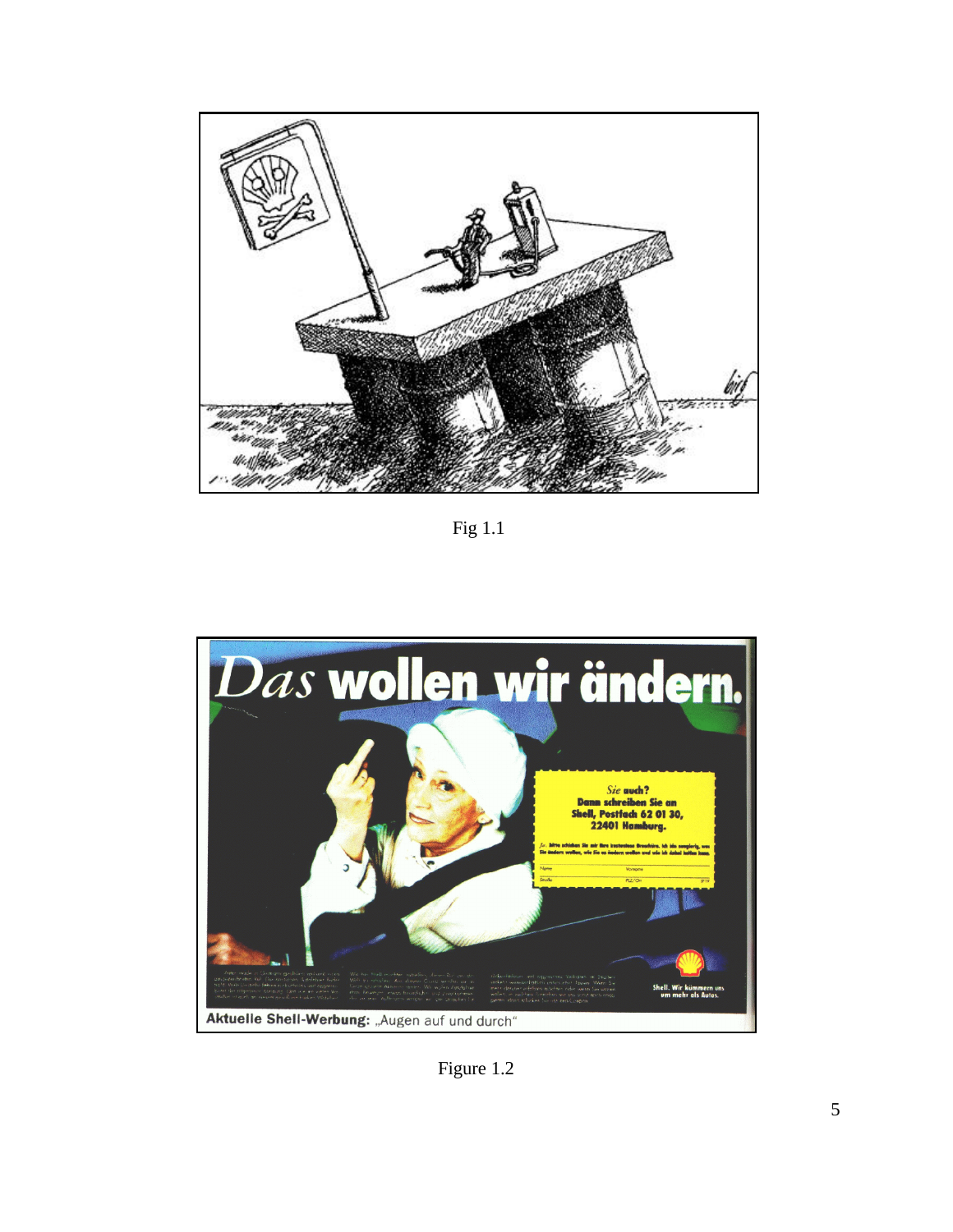Fig 1.1

Figure 1.2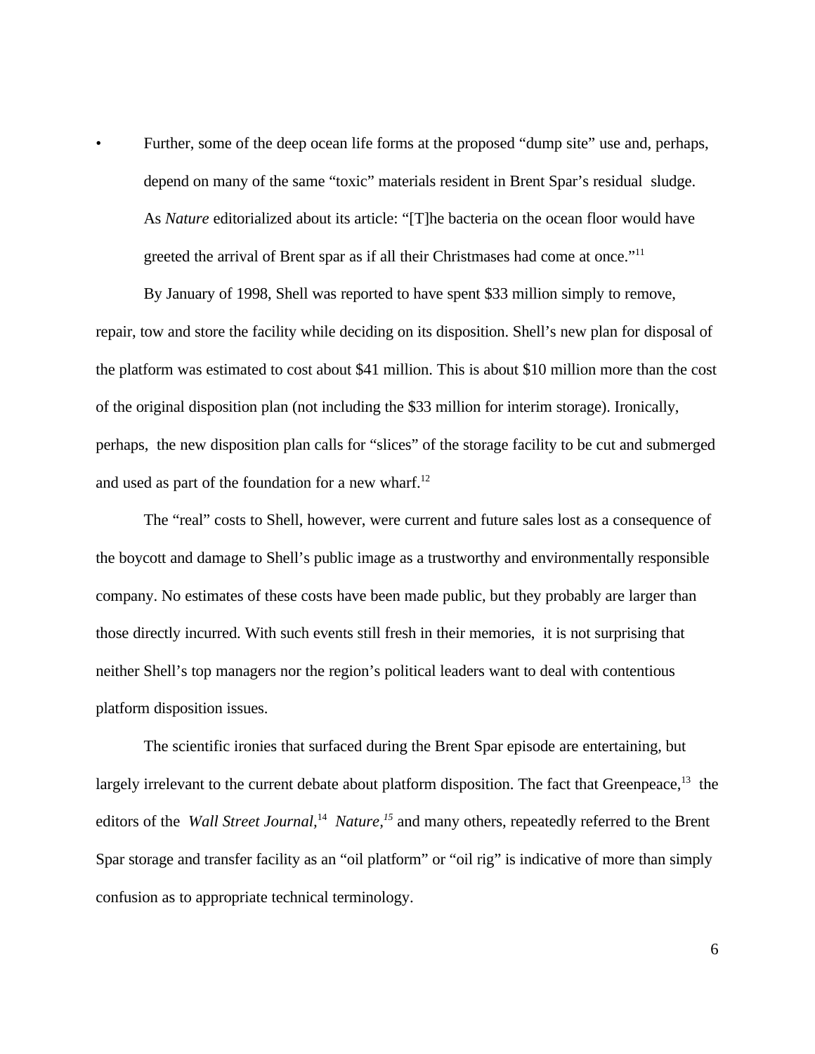- Further, some of the deep ocean life forms at the proposed "dump site" use and, perhaps, depend on many of the same "toxic" materials resident in Brent Spar's residual sludge. As *Nature* editorialized about its article: "[T]he bacteria on the ocean floor would have greeted the arrival of Brent spar as if all their Christmases had come at once."[11]

By January of 1998, Shell was reported to have spent $33 million simply to remove, repair, tow and store the facility while deciding on its disposition. Shell's new plan for disposal of the platform was estimated to cost about $41 million. This is about $10 million more than the cost of the original disposition plan (not including the $33 million for interim storage). Ironically, perhaps, the new disposition plan calls for "slices" of the storage facility to be cut and submerged and used as part of the foundation for a new wharf.[12]

The "real" costs to Shell, however, were current and future sales lost as a consequence of the boycott and damage to Shell's public image as a trustworthy and environmentally responsible company. No estimates of these costs have been made public, but they probably are larger than those directly incurred. With such events still fresh in their memories, it is not surprising that neither Shell's top managers nor the region's political leaders want to deal with contentious platform disposition issues.

The scientific ironies that surfaced during the Brent Spar episode are entertaining, but largely irrelevant to the current debate about platform disposition. The fact that Greenpeace,[13] the editors of the *Wall Street Journal*,[14] *Nature*,[15] and many others, repeatedly referred to the Brent Spar storage and transfer facility as an "oil platform" or "oil rig" is indicative of more than simply confusion as to appropriate technical terminology.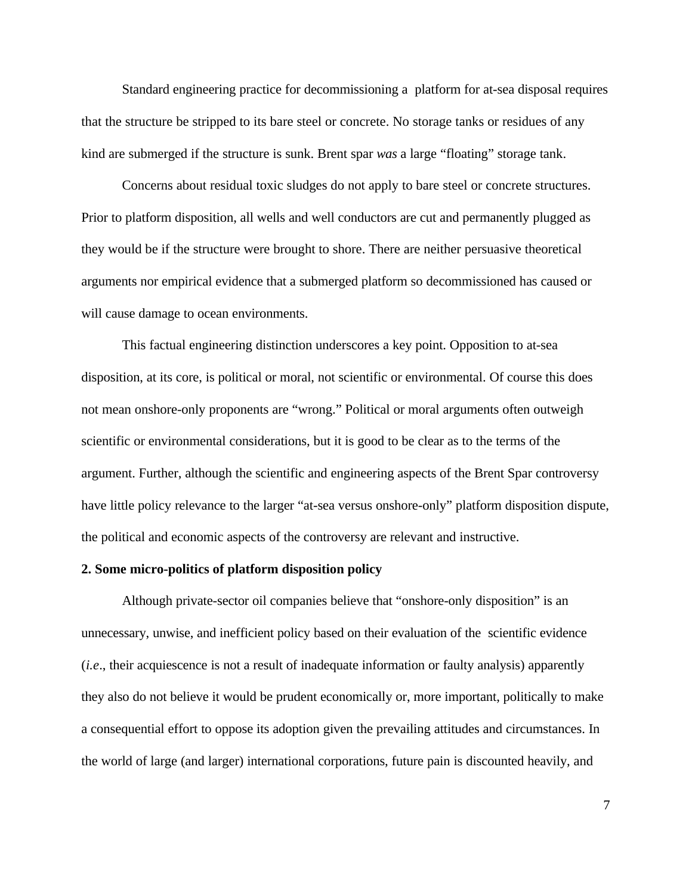Standard engineering practice for decommissioning a platform for at-sea disposal requires that the structure be stripped to its bare steel or concrete. No storage tanks or residues of any kind are submerged if the structure is sunk. Brent spar *was* a large "floating" storage tank.

Concerns about residual toxic sludges do not apply to bare steel or concrete structures. Prior to platform disposition, all wells and well conductors are cut and permanently plugged as they would be if the structure were brought to shore. There are neither persuasive theoretical arguments nor empirical evidence that a submerged platform so decommissioned has caused or will cause damage to ocean environments.

This factual engineering distinction underscores a key point. Opposition to at-sea disposition, at its core, is political or moral, not scientific or environmental. Of course this does not mean onshore-only proponents are "wrong." Political or moral arguments often outweigh scientific or environmental considerations, but it is good to be clear as to the terms of the argument. Further, although the scientific and engineering aspects of the Brent Spar controversy have little policy relevance to the larger "at-sea versus onshore-only" platform disposition dispute, the political and economic aspects of the controversy are relevant and instructive.

**2. Some micro-politics of platform disposition policy**

Although private-sector oil companies believe that "onshore-only disposition" is an unnecessary, unwise, and inefficient policy based on their evaluation of the scientific evidence (*i.e*., their acquiescence is not a result of inadequate information or faulty analysis) apparently they also do not believe it would be prudent economically or, more important, politically to make a consequential effort to oppose its adoption given the prevailing attitudes and circumstances. In the world of large (and larger) international corporations, future pain is discounted heavily, and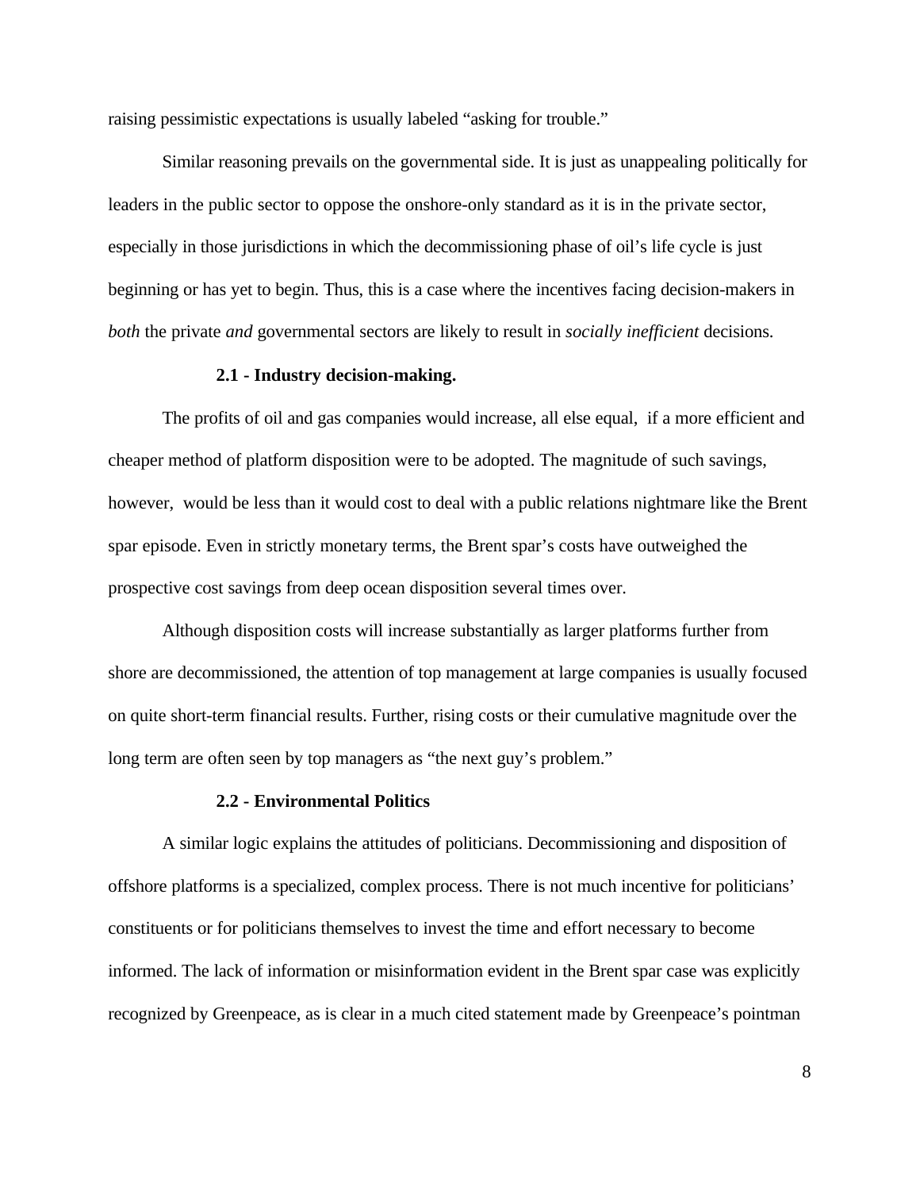raising pessimistic expectations is usually labeled "asking for trouble."

Similar reasoning prevails on the governmental side. It is just as unappealing politically for leaders in the public sector to oppose the onshore-only standard as it is in the private sector, especially in those jurisdictions in which the decommissioning phase of oil's life cycle is just beginning or has yet to begin. Thus, this is a case where the incentives facing decision-makers in *both* the private *and* governmental sectors are likely to result in *socially inefficient* decisions.

### 2.1 - Industry decision-making.

The profits of oil and gas companies would increase, all else equal, if a more efficient and cheaper method of platform disposition were to be adopted. The magnitude of such savings, however, would be less than it would cost to deal with a public relations nightmare like the Brent spar episode. Even in strictly monetary terms, the Brent spar's costs have outweighed the prospective cost savings from deep ocean disposition several times over.

Although disposition costs will increase substantially as larger platforms further from shore are decommissioned, the attention of top management at large companies is usually focused on quite short-term financial results. Further, rising costs or their cumulative magnitude over the long term are often seen by top managers as "the next guy's problem."

### 2.2 - Environmental Politics

A similar logic explains the attitudes of politicians. Decommissioning and disposition of offshore platforms is a specialized, complex process. There is not much incentive for politicians' constituents or for politicians themselves to invest the time and effort necessary to become informed. The lack of information or misinformation evident in the Brent spar case was explicitly recognized by Greenpeace, as is clear in a much cited statement made by Greenpeace's pointman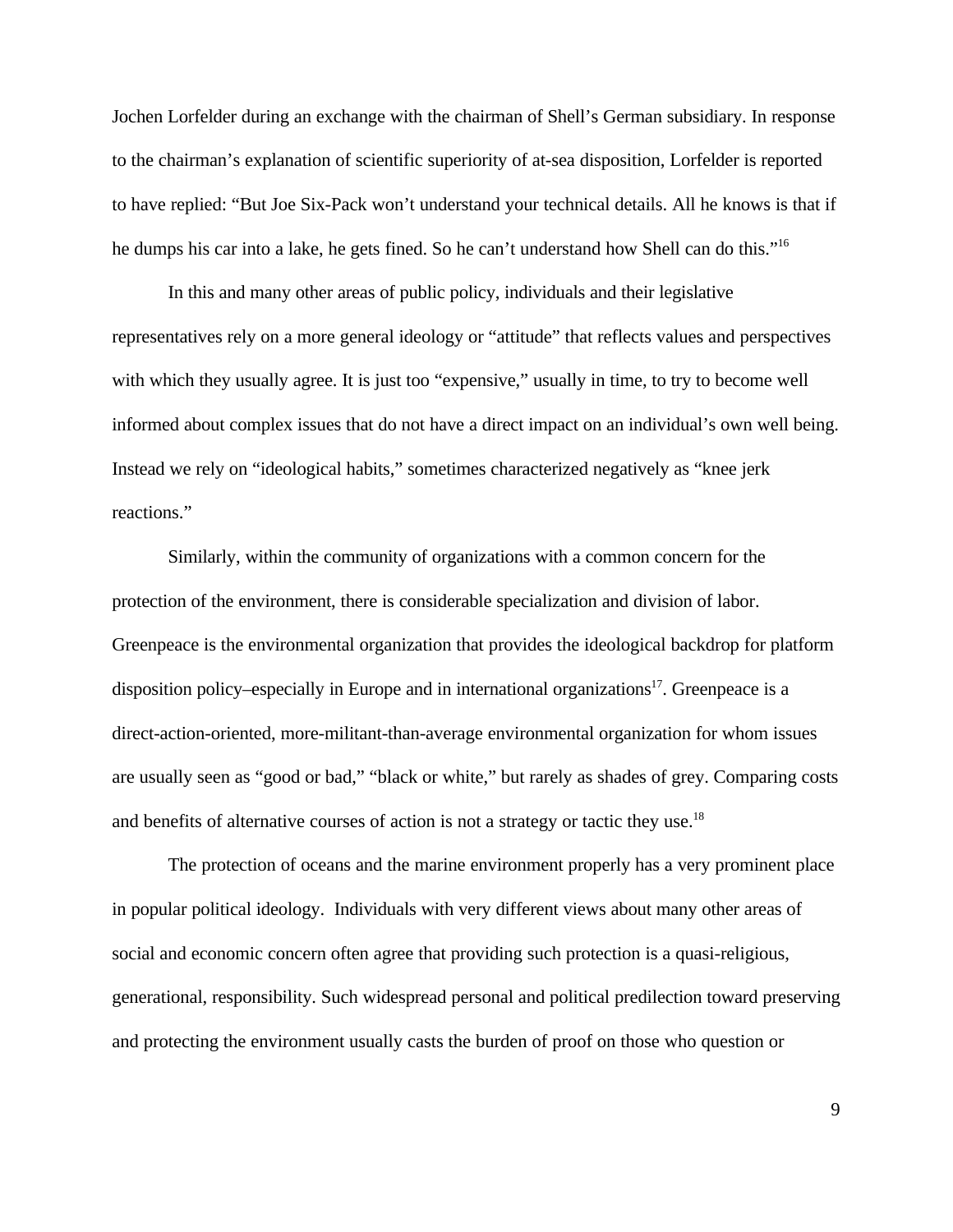Jochen Lorfelder during an exchange with the chairman of Shell's German subsidiary. In response to the chairman's explanation of scientific superiority of at-sea disposition, Lorfelder is reported to have replied: "But Joe Six-Pack won't understand your technical details. All he knows is that if he dumps his car into a lake, he gets fined. So he can't understand how Shell can do this."[16]

In this and many other areas of public policy, individuals and their legislative representatives rely on a more general ideology or "attitude" that reflects values and perspectives with which they usually agree. It is just too "expensive," usually in time, to try to become well informed about complex issues that do not have a direct impact on an individual's own well being. Instead we rely on "ideological habits," sometimes characterized negatively as "knee jerk reactions."

Similarly, within the community of organizations with a common concern for the protection of the environment, there is considerable specialization and division of labor. Greenpeace is the environmental organization that provides the ideological backdrop for platform disposition policy–especially in Europe and in international organizations[17]. Greenpeace is a direct-action-oriented, more-militant-than-average environmental organization for whom issues are usually seen as "good or bad," "black or white," but rarely as shades of grey. Comparing costs and benefits of alternative courses of action is not a strategy or tactic they use.[18]

The protection of oceans and the marine environment properly has a very prominent place in popular political ideology. Individuals with very different views about many other areas of social and economic concern often agree that providing such protection is a quasi-religious, generational, responsibility. Such widespread personal and political predilection toward preserving and protecting the environment usually casts the burden of proof on those who question or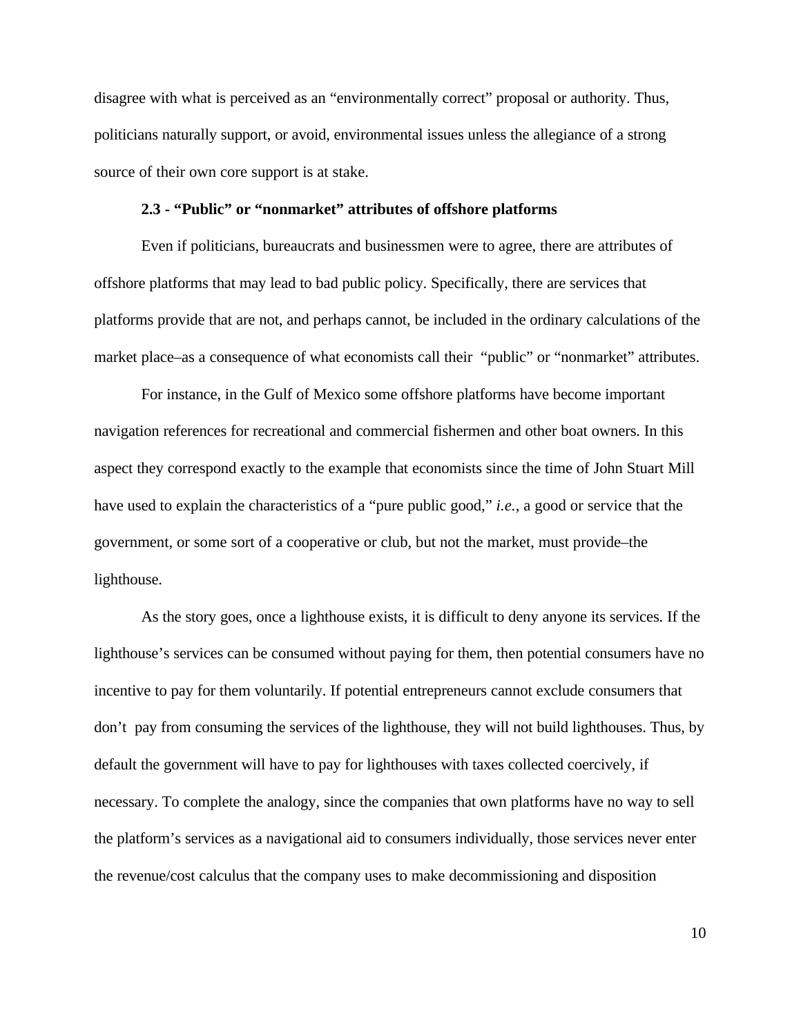disagree with what is perceived as an "environmentally correct" proposal or authority. Thus, politicians naturally support, or avoid, environmental issues unless the allegiance of a strong source of their own core support is at stake.

### 2.3 - "Public" or "nonmarket" attributes of offshore platforms

Even if politicians, bureaucrats and businessmen were to agree, there are attributes of offshore platforms that may lead to bad public policy. Specifically, there are services that platforms provide that are not, and perhaps cannot, be included in the ordinary calculations of the market place–as a consequence of what economists call their "public" or "nonmarket" attributes.

For instance, in the Gulf of Mexico some offshore platforms have become important navigation references for recreational and commercial fishermen and other boat owners. In this aspect they correspond exactly to the example that economists since the time of John Stuart Mill have used to explain the characteristics of a "pure public good," *i.e.*, a good or service that the government, or some sort of a cooperative or club, but not the market, must provide–the lighthouse.

As the story goes, once a lighthouse exists, it is difficult to deny anyone its services. If the lighthouse's services can be consumed without paying for them, then potential consumers have no incentive to pay for them voluntarily. If potential entrepreneurs cannot exclude consumers that don't pay from consuming the services of the lighthouse, they will not build lighthouses. Thus, by default the government will have to pay for lighthouses with taxes collected coercively, if necessary. To complete the analogy, since the companies that own platforms have no way to sell the platform's services as a navigational aid to consumers individually, those services never enter the revenue/cost calculus that the company uses to make decommissioning and disposition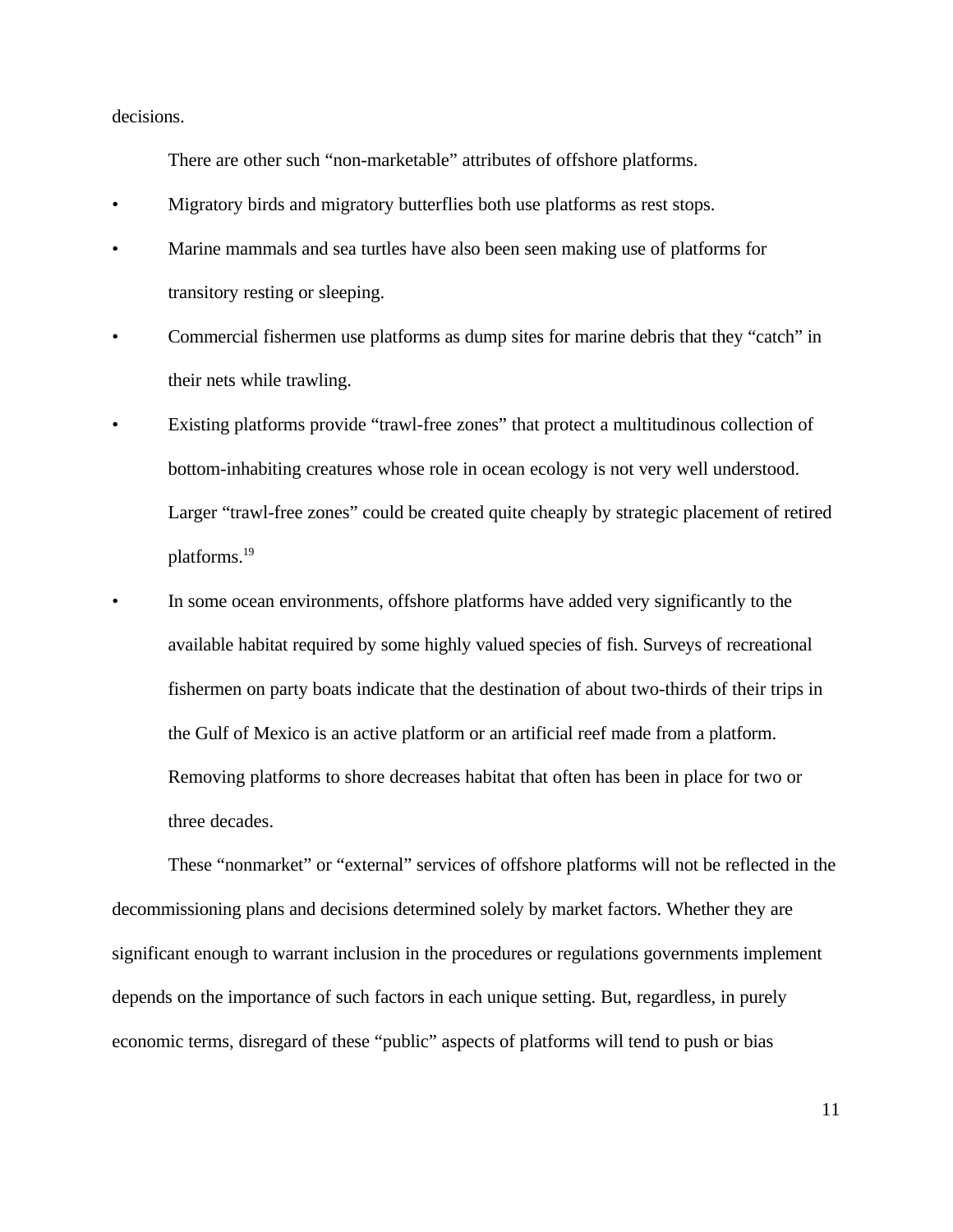decisions.

There are other such "non-marketable" attributes of offshore platforms.

- Migratory birds and migratory butterflies both use platforms as rest stops.
- Marine mammals and sea turtles have also been seen making use of platforms for transitory resting or sleeping.
- Commercial fishermen use platforms as dump sites for marine debris that they "catch" in their nets while trawling.
- Existing platforms provide "trawl-free zones" that protect a multitudinous collection of bottom-inhabiting creatures whose role in ocean ecology is not very well understood. Larger "trawl-free zones" could be created quite cheaply by strategic placement of retired platforms.[19]
- In some ocean environments, offshore platforms have added very significantly to the available habitat required by some highly valued species of fish. Surveys of recreational fishermen on party boats indicate that the destination of about two-thirds of their trips in the Gulf of Mexico is an active platform or an artificial reef made from a platform. Removing platforms to shore decreases habitat that often has been in place for two or three decades.

These "nonmarket" or "external" services of offshore platforms will not be reflected in the decommissioning plans and decisions determined solely by market factors. Whether they are significant enough to warrant inclusion in the procedures or regulations governments implement depends on the importance of such factors in each unique setting. But, regardless, in purely economic terms, disregard of these "public" aspects of platforms will tend to push or bias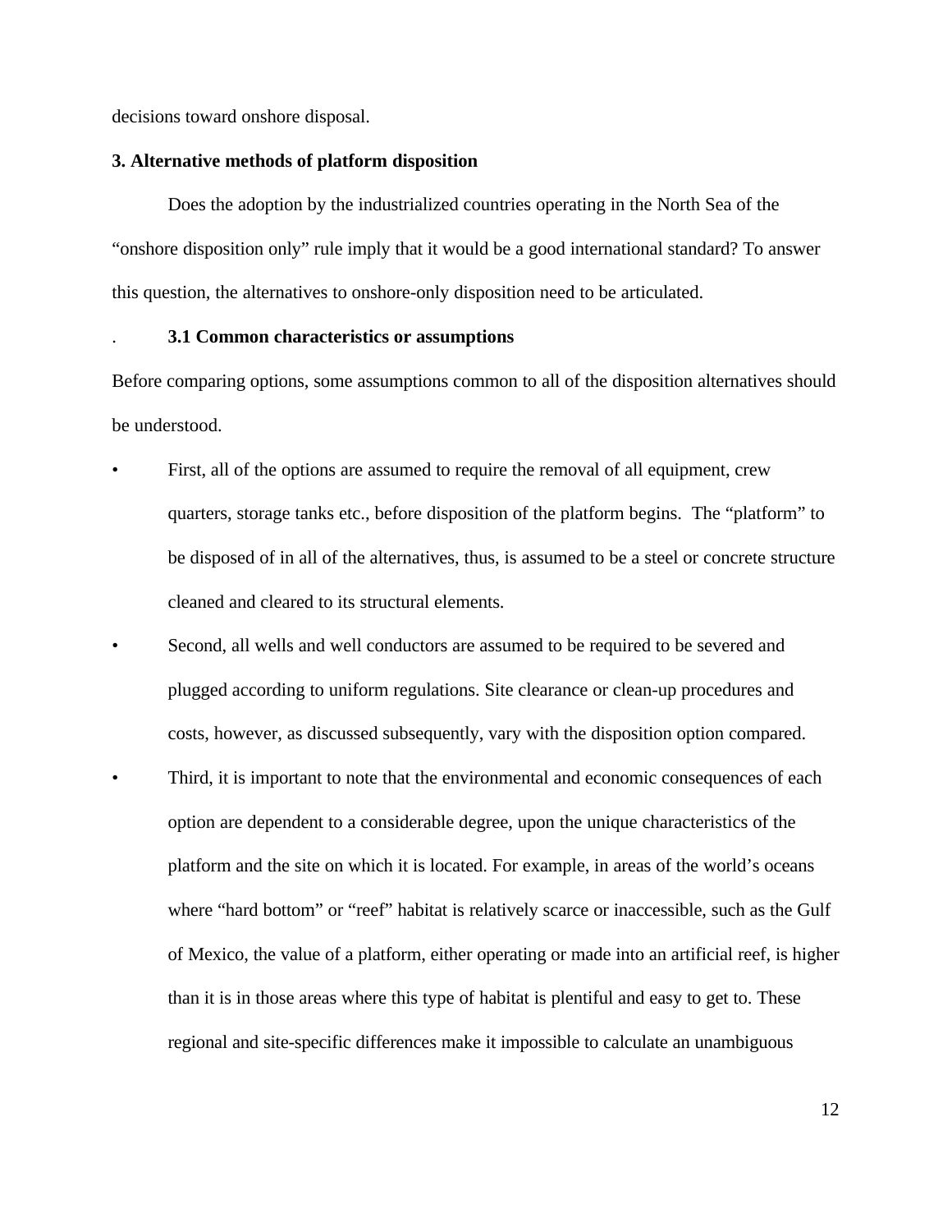decisions toward onshore disposal.

## 3. Alternative methods of platform disposition

Does the adoption by the industrialized countries operating in the North Sea of the "onshore disposition only" rule imply that it would be a good international standard? To answer this question, the alternatives to onshore-only disposition need to be articulated.

### 3.1 Common characteristics or assumptions

Before comparing options, some assumptions common to all of the disposition alternatives should be understood.

- First, all of the options are assumed to require the removal of all equipment, crew quarters, storage tanks etc., before disposition of the platform begins. The "platform" to be disposed of in all of the alternatives, thus, is assumed to be a steel or concrete structure cleaned and cleared to its structural elements.
- Second, all wells and well conductors are assumed to be required to be severed and plugged according to uniform regulations. Site clearance or clean-up procedures and costs, however, as discussed subsequently, vary with the disposition option compared.
- Third, it is important to note that the environmental and economic consequences of each option are dependent to a considerable degree, upon the unique characteristics of the platform and the site on which it is located. For example, in areas of the world's oceans where "hard bottom" or "reef" habitat is relatively scarce or inaccessible, such as the Gulf of Mexico, the value of a platform, either operating or made into an artificial reef, is higher than it is in those areas where this type of habitat is plentiful and easy to get to. These regional and site-specific differences make it impossible to calculate an unambiguous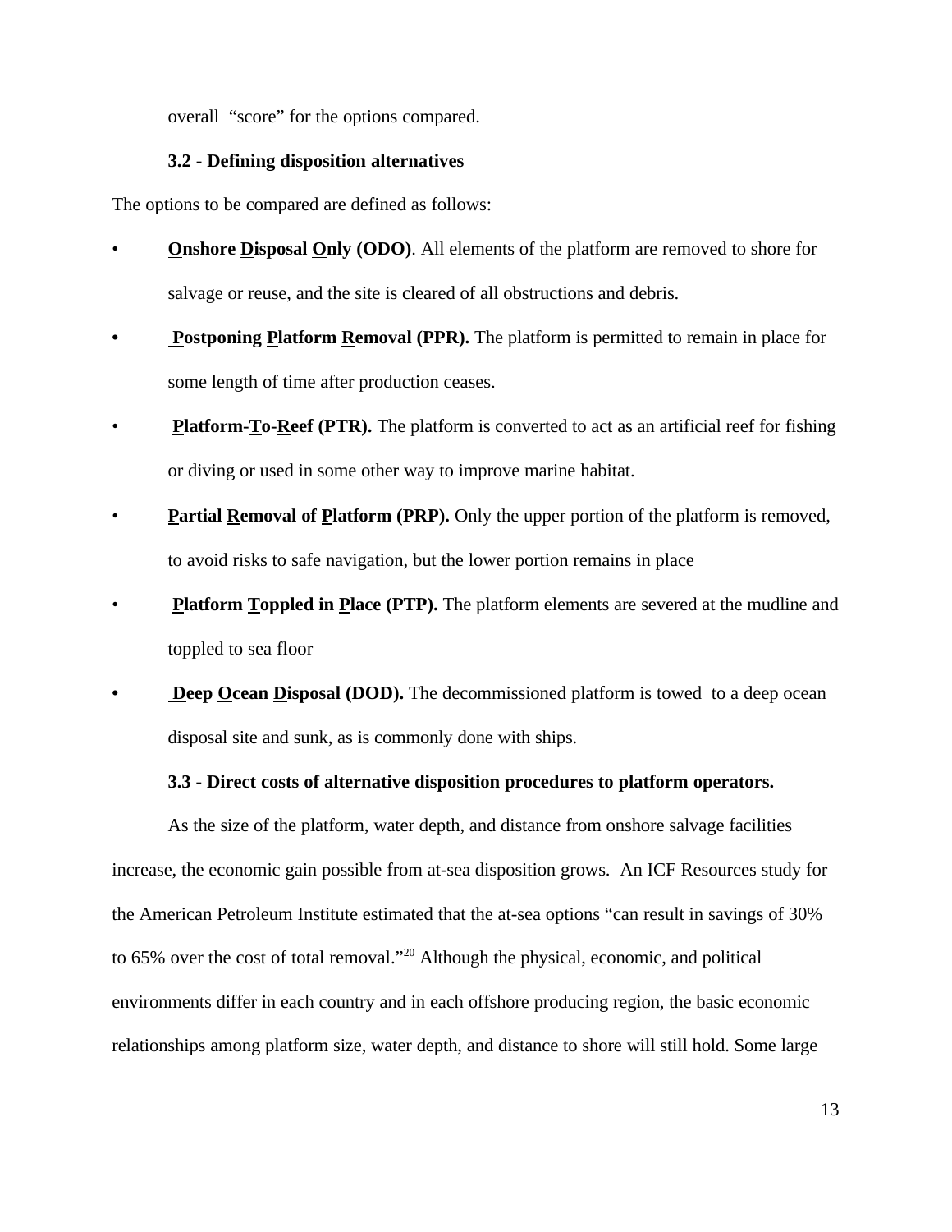overall "score" for the options compared.

### 3.2 - Defining disposition alternatives

The options to be compared are defined as follows:

- **Onshore Disposal Only (ODO)**. All elements of the platform are removed to shore for salvage or reuse, and the site is cleared of all obstructions and debris.
- **Postponing Platform Removal (PPR).** The platform is permitted to remain in place for some length of time after production ceases.
- **Platform-To-Reef (PTR).** The platform is converted to act as an artificial reef for fishing or diving or used in some other way to improve marine habitat.
- **Partial Removal of Platform (PRP).** Only the upper portion of the platform is removed, to avoid risks to safe navigation, but the lower portion remains in place
- **Platform Toppled in Place (PTP).** The platform elements are severed at the mudline and toppled to sea floor
- **Deep Ocean Disposal (DOD).** The decommissioned platform is towed to a deep ocean disposal site and sunk, as is commonly done with ships.

### 3.3 - Direct costs of alternative disposition procedures to platform operators.

As the size of the platform, water depth, and distance from onshore salvage facilities increase, the economic gain possible from at-sea disposition grows. An ICF Resources study for the American Petroleum Institute estimated that the at-sea options "can result in savings of 30% to 65% over the cost of total removal."[20] Although the physical, economic, and political environments differ in each country and in each offshore producing region, the basic economic relationships among platform size, water depth, and distance to shore will still hold. Some large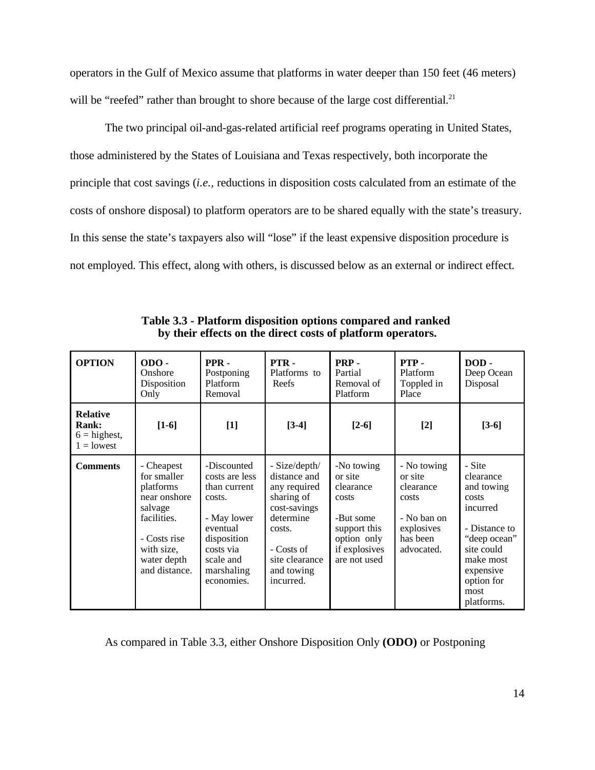operators in the Gulf of Mexico assume that platforms in water deeper than 150 feet (46 meters) will be "reefed" rather than brought to shore because of the large cost differential.[21]

The two principal oil-and-gas-related artificial reef programs operating in United States, those administered by the States of Louisiana and Texas respectively, both incorporate the principle that cost savings (*i.e.*, reductions in disposition costs calculated from an estimate of the costs of onshore disposal) to platform operators are to be shared equally with the state's treasury. In this sense the state's taxpayers also will "lose" if the least expensive disposition procedure is not employed. This effect, along with others, is discussed below as an external or indirect effect.

**Table 3.3 - Platform disposition options compared and ranked by their effects on the direct costs of platform operators.**

| **OPTION** | **ODO -** Onshore Disposition Only | **PPR -** Postponing Platform Removal | **PTR -** Platforms to Reefs | **PRP -** Partial Removal of Platform | **PTP -** Platform Toppled in Place | **DOD -** Deep Ocean Disposal |
|---|---|---|---|---|---|---|
| **Relative Rank:** 6 = highest, 1 = lowest | **[1-6]** | **[1]** | **[3-4]** | **[2-6]** | **[2]** | **[3-6]** |
| **Comments** | - Cheapest for smaller platforms near onshore salvage facilities. - Costs rise with size, water depth and distance. | -Discounted costs are less than current costs. - May lower eventual disposition costs via scale and marshaling economies. | - Size/depth/ distance and any required sharing of cost-savings determine costs. - Costs of site clearance and towing incurred. | -No towing or site clearance costs -But some support this option only if explosives are not used | - No towing or site clearance costs - No ban on explosives has been advocated. | - Site clearance and towing costs incurred - Distance to "deep ocean" site could make most expensive option for most platforms. |

As compared in Table 3.3, either Onshore Disposition Only **(ODO)** or Postponing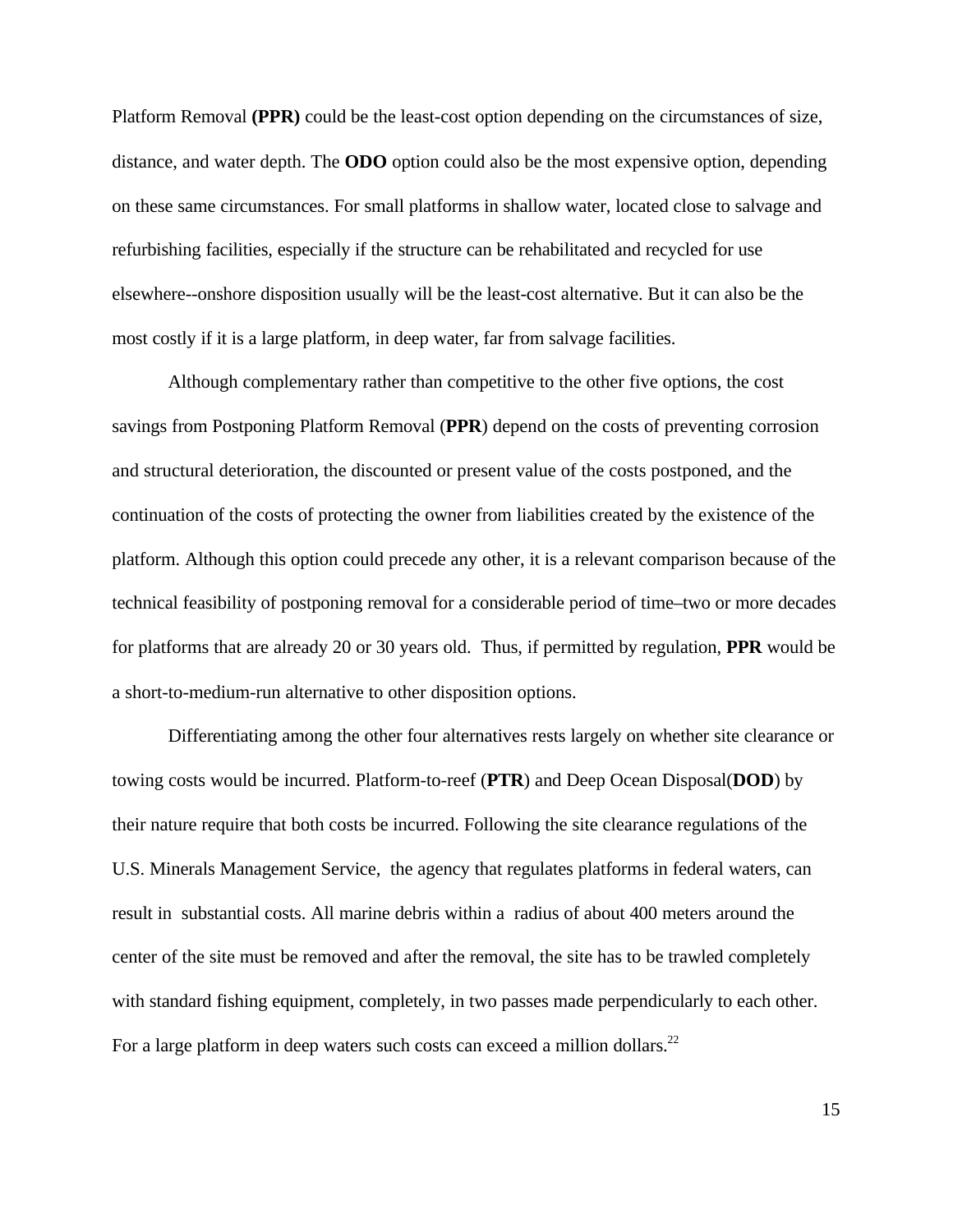Platform Removal **(PPR)** could be the least-cost option depending on the circumstances of size, distance, and water depth. The **ODO** option could also be the most expensive option, depending on these same circumstances. For small platforms in shallow water, located close to salvage and refurbishing facilities, especially if the structure can be rehabilitated and recycled for use elsewhere--onshore disposition usually will be the least-cost alternative. But it can also be the most costly if it is a large platform, in deep water, far from salvage facilities.

Although complementary rather than competitive to the other five options, the cost savings from Postponing Platform Removal (**PPR**) depend on the costs of preventing corrosion and structural deterioration, the discounted or present value of the costs postponed, and the continuation of the costs of protecting the owner from liabilities created by the existence of the platform. Although this option could precede any other, it is a relevant comparison because of the technical feasibility of postponing removal for a considerable period of time–two or more decades for platforms that are already 20 or 30 years old. Thus, if permitted by regulation, **PPR** would be a short-to-medium-run alternative to other disposition options.

Differentiating among the other four alternatives rests largely on whether site clearance or towing costs would be incurred. Platform-to-reef (**PTR**) and Deep Ocean Disposal(**DOD**) by their nature require that both costs be incurred. Following the site clearance regulations of the U.S. Minerals Management Service, the agency that regulates platforms in federal waters, can result in substantial costs. All marine debris within a radius of about 400 meters around the center of the site must be removed and after the removal, the site has to be trawled completely with standard fishing equipment, completely, in two passes made perpendicularly to each other. For a large platform in deep waters such costs can exceed a million dollars.[22]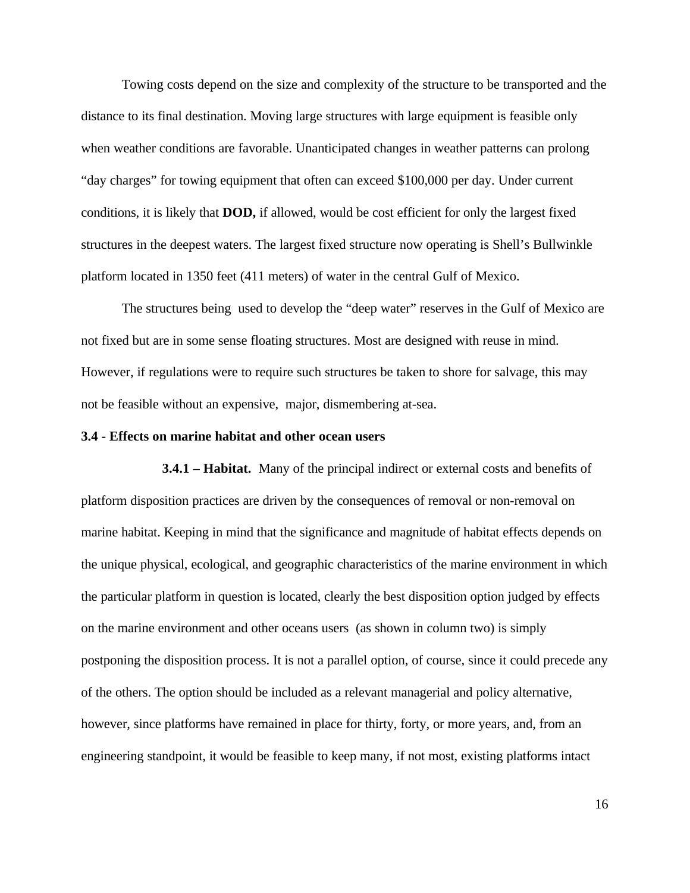Towing costs depend on the size and complexity of the structure to be transported and the distance to its final destination. Moving large structures with large equipment is feasible only when weather conditions are favorable. Unanticipated changes in weather patterns can prolong "day charges" for towing equipment that often can exceed $100,000 per day. Under current conditions, it is likely that **DOD,** if allowed, would be cost efficient for only the largest fixed structures in the deepest waters. The largest fixed structure now operating is Shell's Bullwinkle platform located in 1350 feet (411 meters) of water in the central Gulf of Mexico.

The structures being used to develop the "deep water" reserves in the Gulf of Mexico are not fixed but are in some sense floating structures. Most are designed with reuse in mind. However, if regulations were to require such structures be taken to shore for salvage, this may not be feasible without an expensive, major, dismembering at-sea.

### 3.4 - Effects on marine habitat and other ocean users

**3.4.1 – Habitat.** Many of the principal indirect or external costs and benefits of platform disposition practices are driven by the consequences of removal or non-removal on marine habitat. Keeping in mind that the significance and magnitude of habitat effects depends on the unique physical, ecological, and geographic characteristics of the marine environment in which the particular platform in question is located, clearly the best disposition option judged by effects on the marine environment and other oceans users (as shown in column two) is simply postponing the disposition process. It is not a parallel option, of course, since it could precede any of the others. The option should be included as a relevant managerial and policy alternative, however, since platforms have remained in place for thirty, forty, or more years, and, from an engineering standpoint, it would be feasible to keep many, if not most, existing platforms intact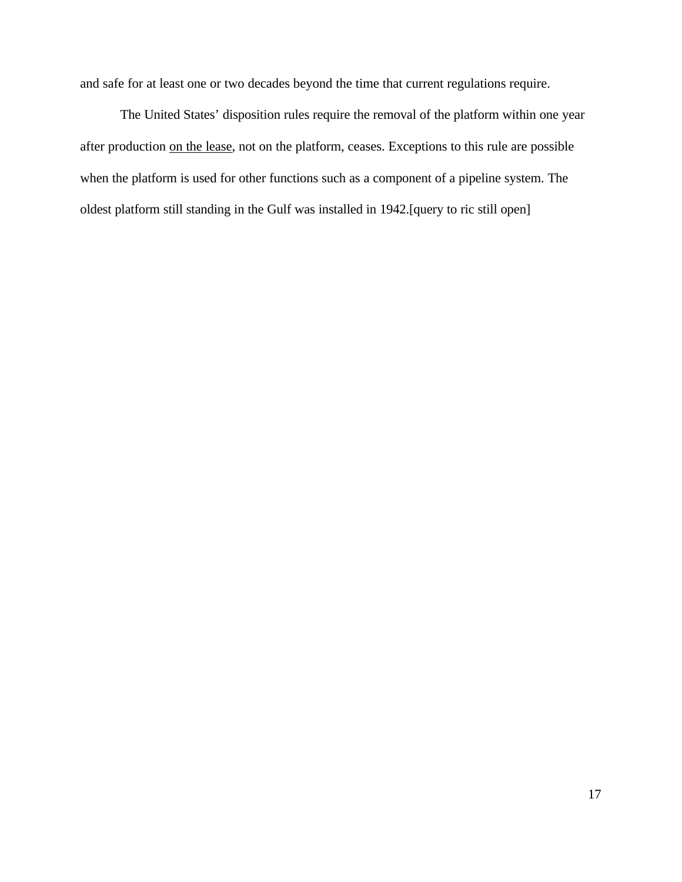and safe for at least one or two decades beyond the time that current regulations require.

The United States' disposition rules require the removal of the platform within one year after production <u>on the lease</u>, not on the platform, ceases. Exceptions to this rule are possible when the platform is used for other functions such as a component of a pipeline system. The oldest platform still standing in the Gulf was installed in 1942.[query to ric still open]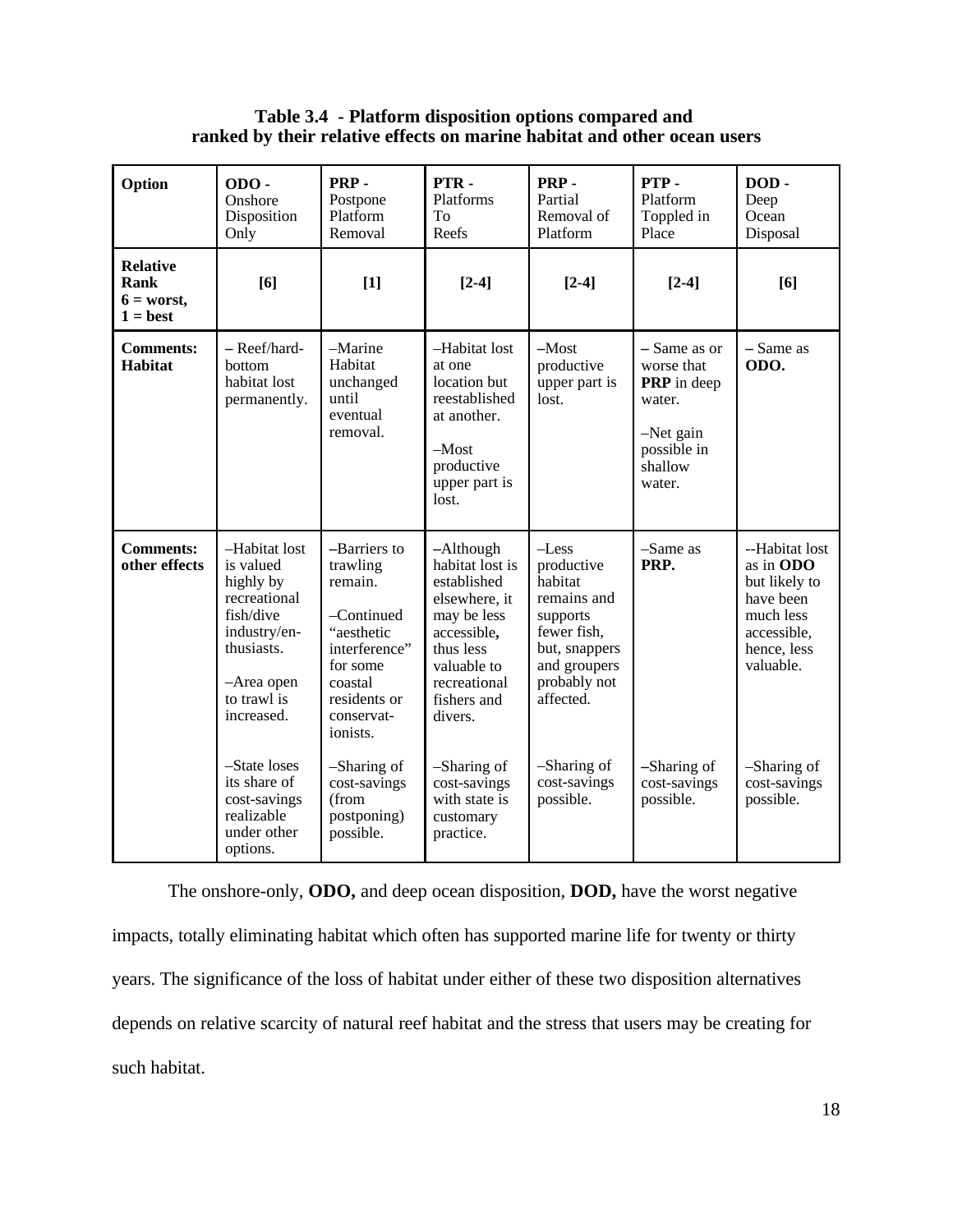**Table 3.4 - Platform disposition options compared and ranked by their relative effects on marine habitat and other ocean users**

| Option | ODO - Onshore Disposition Only | PRP - Postpone Platform Removal | PTR - Platforms To Reefs | PRP - Partial Removal of Platform | PTP - Platform Toppled in Place | DOD - Deep Ocean Disposal |
|---|---|---|---|---|---|---|
| **Relative Rank 6 = worst, 1 = best** | **[6]** | **[1]** | **[2-4]** | **[2-4]** | **[2-4]** | **[6]** |
| **Comments: Habitat** | – Reef/hard-bottom habitat lost permanently. | –Marine Habitat unchanged until eventual removal. | –Habitat lost at one location but reestablished at another.<br><br>–Most productive upper part is lost. | –Most productive upper part is lost. | – Same as or worse that **PRP** in deep water.<br><br>–Net gain possible in shallow water. | – Same as **ODO.** |
| **Comments: other effects** | –Habitat lost is valued highly by recreational fish/dive industry/en-thusiasts.<br><br>–Area open to trawl is increased.<br><br>–State loses its share of cost-savings realizable under other options. | –Barriers to trawling remain.<br><br>–Continued "aesthetic interference" for some coastal residents or conservat-ionists.<br><br>–Sharing of cost-savings (from postponing) possible. | –Although habitat lost is established elsewhere, it may be less accessible, thus less valuable to recreational fishers and divers.<br><br>–Sharing of cost-savings with state is customary practice. | –Less productive habitat remains and supports fewer fish, but, snappers and groupers probably not affected.<br><br>–Sharing of cost-savings possible. | –Same as **PRP.**<br><br>–Sharing of cost-savings possible. | --Habitat lost as in **ODO** but likely to have been much less accessible, hence, less valuable.<br><br>–Sharing of cost-savings possible. |

The onshore-only, **ODO,** and deep ocean disposition, **DOD,** have the worst negative impacts, totally eliminating habitat which often has supported marine life for twenty or thirty years. The significance of the loss of habitat under either of these two disposition alternatives depends on relative scarcity of natural reef habitat and the stress that users may be creating for such habitat.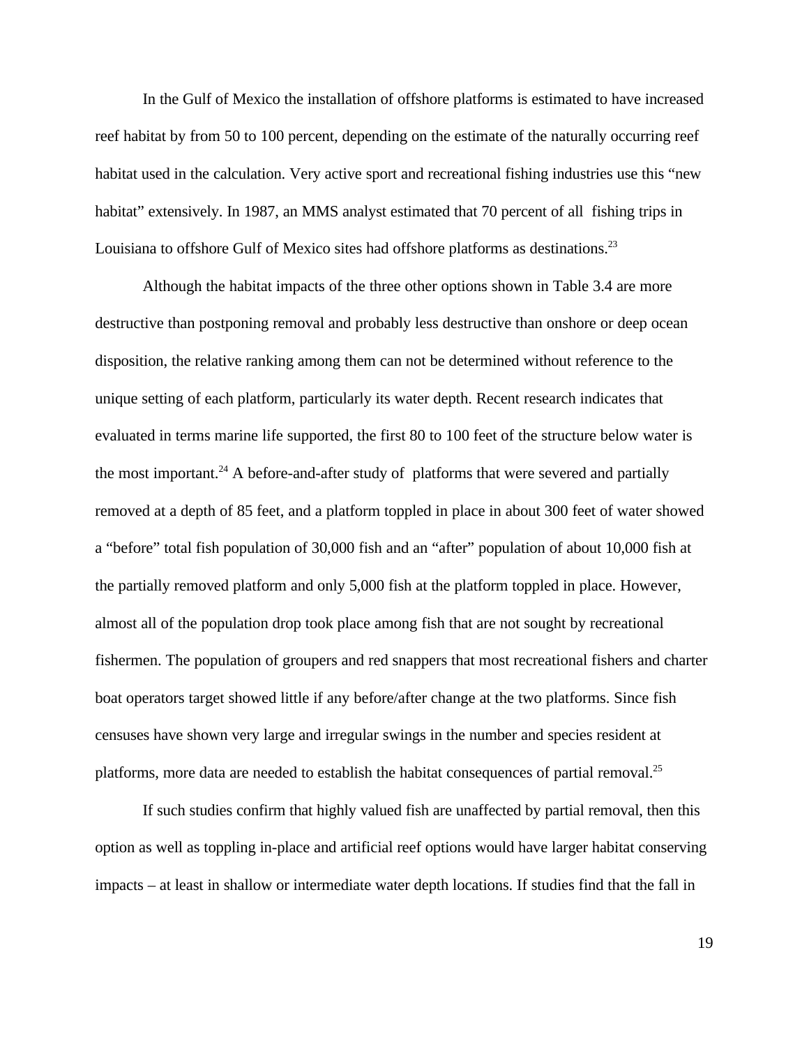In the Gulf of Mexico the installation of offshore platforms is estimated to have increased reef habitat by from 50 to 100 percent, depending on the estimate of the naturally occurring reef habitat used in the calculation. Very active sport and recreational fishing industries use this "new habitat" extensively. In 1987, an MMS analyst estimated that 70 percent of all fishing trips in Louisiana to offshore Gulf of Mexico sites had offshore platforms as destinations.[23]

Although the habitat impacts of the three other options shown in Table 3.4 are more destructive than postponing removal and probably less destructive than onshore or deep ocean disposition, the relative ranking among them can not be determined without reference to the unique setting of each platform, particularly its water depth. Recent research indicates that evaluated in terms marine life supported, the first 80 to 100 feet of the structure below water is the most important.[24] A before-and-after study of platforms that were severed and partially removed at a depth of 85 feet, and a platform toppled in place in about 300 feet of water showed a "before" total fish population of 30,000 fish and an "after" population of about 10,000 fish at the partially removed platform and only 5,000 fish at the platform toppled in place. However, almost all of the population drop took place among fish that are not sought by recreational fishermen. The population of groupers and red snappers that most recreational fishers and charter boat operators target showed little if any before/after change at the two platforms. Since fish censuses have shown very large and irregular swings in the number and species resident at platforms, more data are needed to establish the habitat consequences of partial removal.[25]

If such studies confirm that highly valued fish are unaffected by partial removal, then this option as well as toppling in-place and artificial reef options would have larger habitat conserving impacts – at least in shallow or intermediate water depth locations. If studies find that the fall in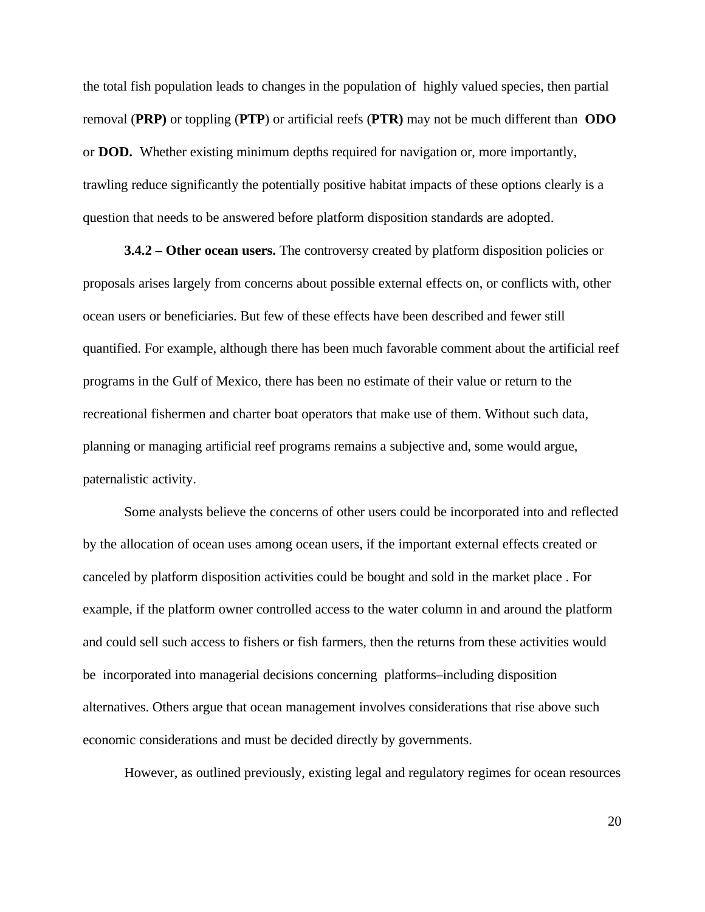the total fish population leads to changes in the population of highly valued species, then partial removal (**PRP)** or toppling (**PTP**) or artificial reefs (**PTR)** may not be much different than **ODO** or **DOD.** Whether existing minimum depths required for navigation or, more importantly, trawling reduce significantly the potentially positive habitat impacts of these options clearly is a question that needs to be answered before platform disposition standards are adopted.

**3.4.2 – Other ocean users.** The controversy created by platform disposition policies or proposals arises largely from concerns about possible external effects on, or conflicts with, other ocean users or beneficiaries. But few of these effects have been described and fewer still quantified. For example, although there has been much favorable comment about the artificial reef programs in the Gulf of Mexico, there has been no estimate of their value or return to the recreational fishermen and charter boat operators that make use of them. Without such data, planning or managing artificial reef programs remains a subjective and, some would argue, paternalistic activity.

Some analysts believe the concerns of other users could be incorporated into and reflected by the allocation of ocean uses among ocean users, if the important external effects created or canceled by platform disposition activities could be bought and sold in the market place . For example, if the platform owner controlled access to the water column in and around the platform and could sell such access to fishers or fish farmers, then the returns from these activities would be incorporated into managerial decisions concerning platforms–including disposition alternatives. Others argue that ocean management involves considerations that rise above such economic considerations and must be decided directly by governments.

However, as outlined previously, existing legal and regulatory regimes for ocean resources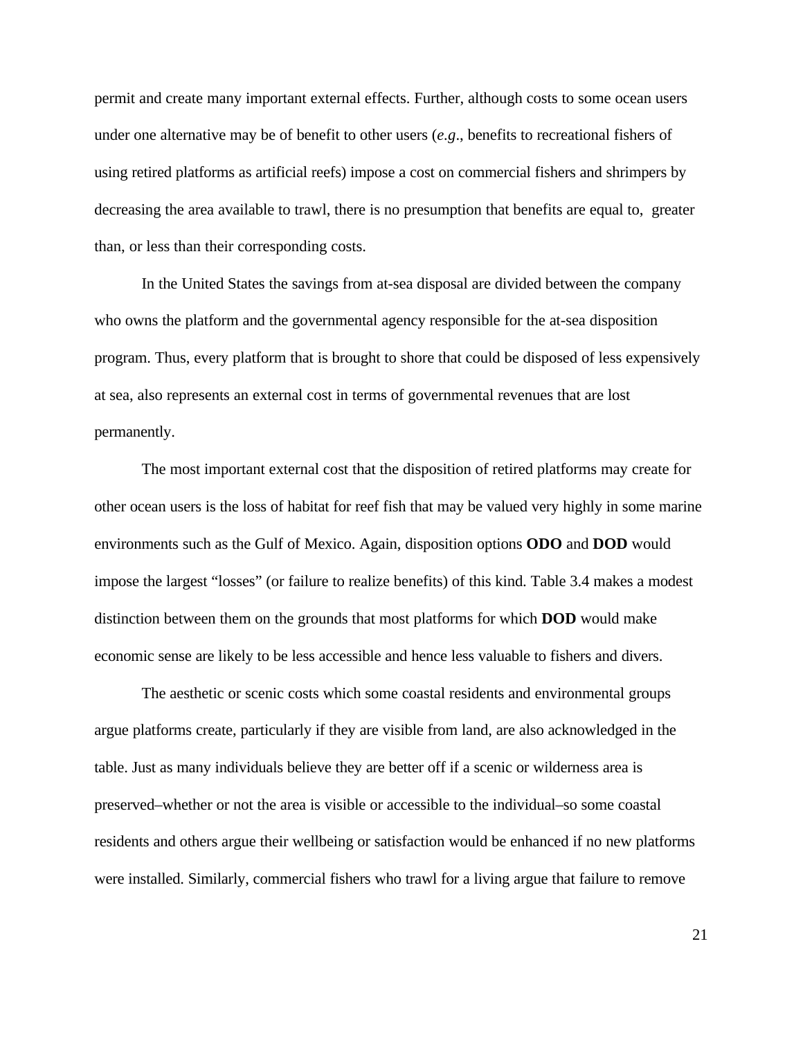permit and create many important external effects. Further, although costs to some ocean users under one alternative may be of benefit to other users (*e.g*., benefits to recreational fishers of using retired platforms as artificial reefs) impose a cost on commercial fishers and shrimpers by decreasing the area available to trawl, there is no presumption that benefits are equal to, greater than, or less than their corresponding costs.

In the United States the savings from at-sea disposal are divided between the company who owns the platform and the governmental agency responsible for the at-sea disposition program. Thus, every platform that is brought to shore that could be disposed of less expensively at sea, also represents an external cost in terms of governmental revenues that are lost permanently.

The most important external cost that the disposition of retired platforms may create for other ocean users is the loss of habitat for reef fish that may be valued very highly in some marine environments such as the Gulf of Mexico. Again, disposition options **ODO** and **DOD** would impose the largest "losses" (or failure to realize benefits) of this kind. Table 3.4 makes a modest distinction between them on the grounds that most platforms for which **DOD** would make economic sense are likely to be less accessible and hence less valuable to fishers and divers.

The aesthetic or scenic costs which some coastal residents and environmental groups argue platforms create, particularly if they are visible from land, are also acknowledged in the table. Just as many individuals believe they are better off if a scenic or wilderness area is preserved–whether or not the area is visible or accessible to the individual–so some coastal residents and others argue their wellbeing or satisfaction would be enhanced if no new platforms were installed. Similarly, commercial fishers who trawl for a living argue that failure to remove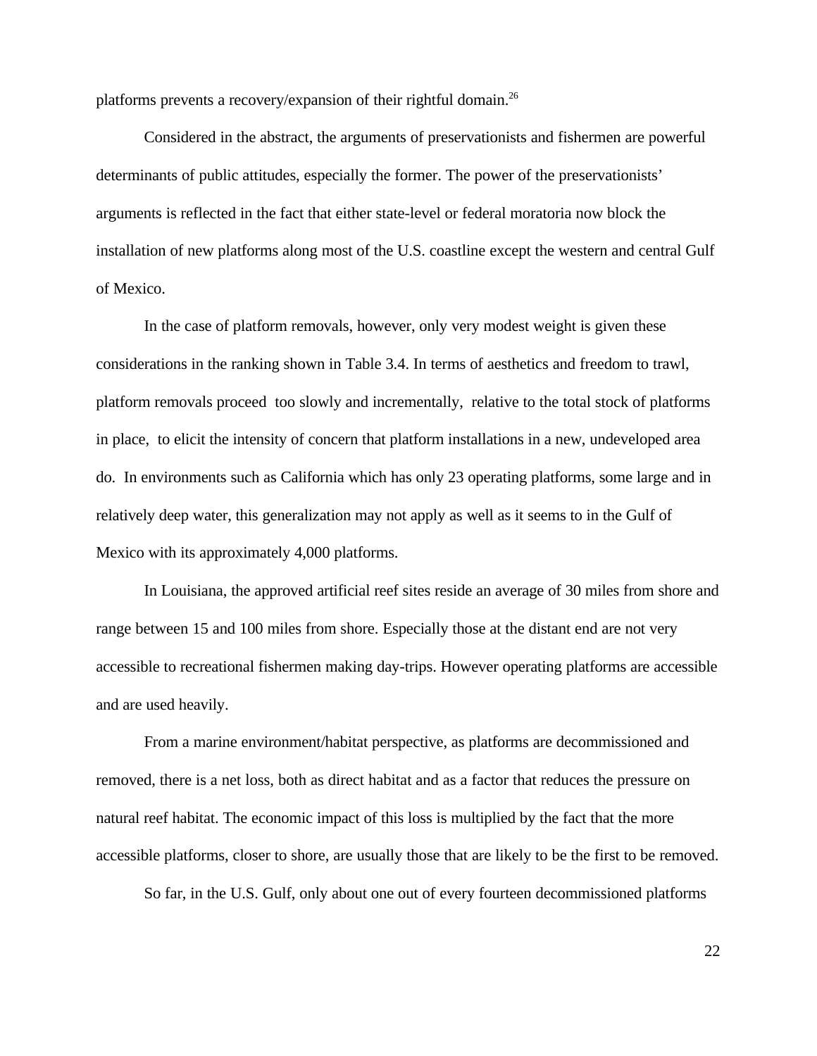platforms prevents a recovery/expansion of their rightful domain.[26]

Considered in the abstract, the arguments of preservationists and fishermen are powerful determinants of public attitudes, especially the former. The power of the preservationists' arguments is reflected in the fact that either state-level or federal moratoria now block the installation of new platforms along most of the U.S. coastline except the western and central Gulf of Mexico.

In the case of platform removals, however, only very modest weight is given these considerations in the ranking shown in Table 3.4. In terms of aesthetics and freedom to trawl, platform removals proceed too slowly and incrementally, relative to the total stock of platforms in place, to elicit the intensity of concern that platform installations in a new, undeveloped area do. In environments such as California which has only 23 operating platforms, some large and in relatively deep water, this generalization may not apply as well as it seems to in the Gulf of Mexico with its approximately 4,000 platforms.

In Louisiana, the approved artificial reef sites reside an average of 30 miles from shore and range between 15 and 100 miles from shore. Especially those at the distant end are not very accessible to recreational fishermen making day-trips. However operating platforms are accessible and are used heavily.

From a marine environment/habitat perspective, as platforms are decommissioned and removed, there is a net loss, both as direct habitat and as a factor that reduces the pressure on natural reef habitat. The economic impact of this loss is multiplied by the fact that the more accessible platforms, closer to shore, are usually those that are likely to be the first to be removed.

So far, in the U.S. Gulf, only about one out of every fourteen decommissioned platforms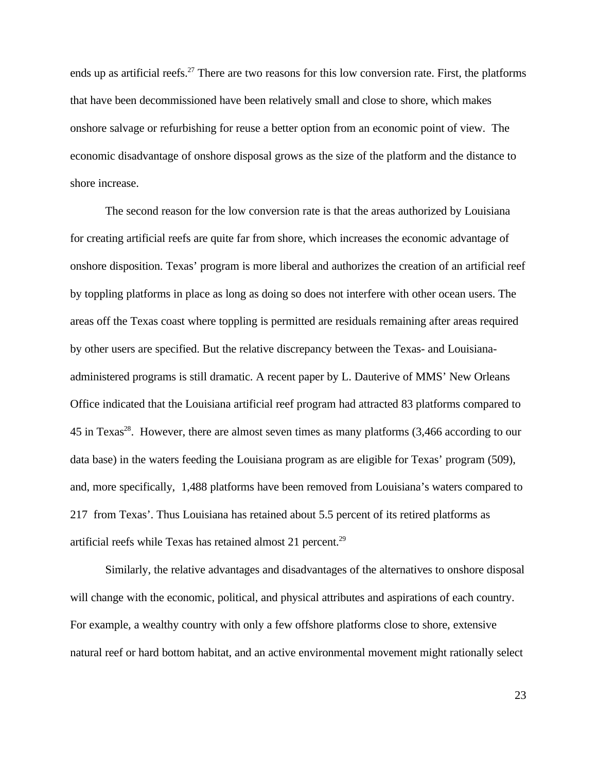ends up as artificial reefs.[27] There are two reasons for this low conversion rate. First, the platforms that have been decommissioned have been relatively small and close to shore, which makes onshore salvage or refurbishing for reuse a better option from an economic point of view. The economic disadvantage of onshore disposal grows as the size of the platform and the distance to shore increase.

The second reason for the low conversion rate is that the areas authorized by Louisiana for creating artificial reefs are quite far from shore, which increases the economic advantage of onshore disposition. Texas' program is more liberal and authorizes the creation of an artificial reef by toppling platforms in place as long as doing so does not interfere with other ocean users. The areas off the Texas coast where toppling is permitted are residuals remaining after areas required by other users are specified. But the relative discrepancy between the Texas- and Louisiana-administered programs is still dramatic. A recent paper by L. Dauterive of MMS' New Orleans Office indicated that the Louisiana artificial reef program had attracted 83 platforms compared to 45 in Texas[28]. However, there are almost seven times as many platforms (3,466 according to our data base) in the waters feeding the Louisiana program as are eligible for Texas' program (509), and, more specifically, 1,488 platforms have been removed from Louisiana's waters compared to 217 from Texas'. Thus Louisiana has retained about 5.5 percent of its retired platforms as artificial reefs while Texas has retained almost 21 percent.[29]

Similarly, the relative advantages and disadvantages of the alternatives to onshore disposal will change with the economic, political, and physical attributes and aspirations of each country. For example, a wealthy country with only a few offshore platforms close to shore, extensive natural reef or hard bottom habitat, and an active environmental movement might rationally select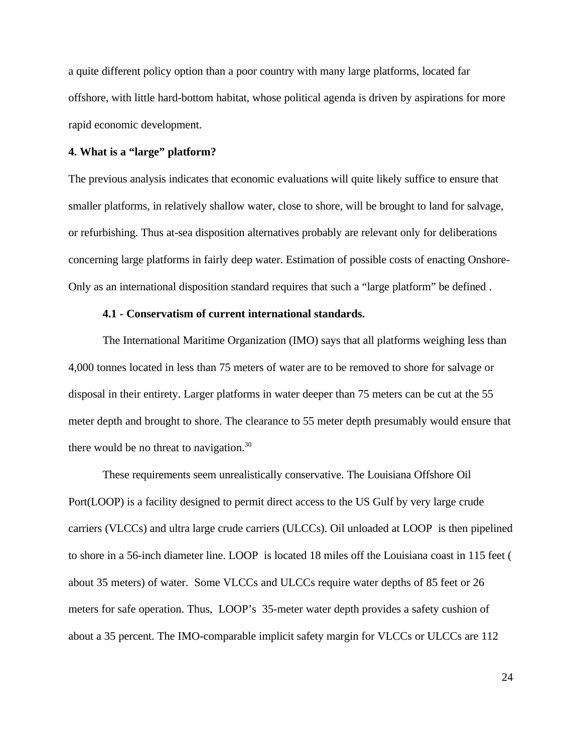a quite different policy option than a poor country with many large platforms, located far offshore, with little hard-bottom habitat, whose political agenda is driven by aspirations for more rapid economic development.

**4. What is a "large" platform?**

The previous analysis indicates that economic evaluations will quite likely suffice to ensure that smaller platforms, in relatively shallow water, close to shore, will be brought to land for salvage, or refurbishing. Thus at-sea disposition alternatives probably are relevant only for deliberations concerning large platforms in fairly deep water. Estimation of possible costs of enacting Onshore-Only as an international disposition standard requires that such a "large platform" be defined .

**4.1 - Conservatism of current international standards.**

The International Maritime Organization (IMO) says that all platforms weighing less than 4,000 tonnes located in less than 75 meters of water are to be removed to shore for salvage or disposal in their entirety. Larger platforms in water deeper than 75 meters can be cut at the 55 meter depth and brought to shore. The clearance to 55 meter depth presumably would ensure that there would be no threat to navigation.[30]

These requirements seem unrealistically conservative. The Louisiana Offshore Oil Port(LOOP) is a facility designed to permit direct access to the US Gulf by very large crude carriers (VLCCs) and ultra large crude carriers (ULCCs). Oil unloaded at LOOP is then pipelined to shore in a 56-inch diameter line. LOOP is located 18 miles off the Louisiana coast in 115 feet ( about 35 meters) of water. Some VLCCs and ULCCs require water depths of 85 feet or 26 meters for safe operation. Thus, LOOP's 35-meter water depth provides a safety cushion of about a 35 percent. The IMO-comparable implicit safety margin for VLCCs or ULCCs are 112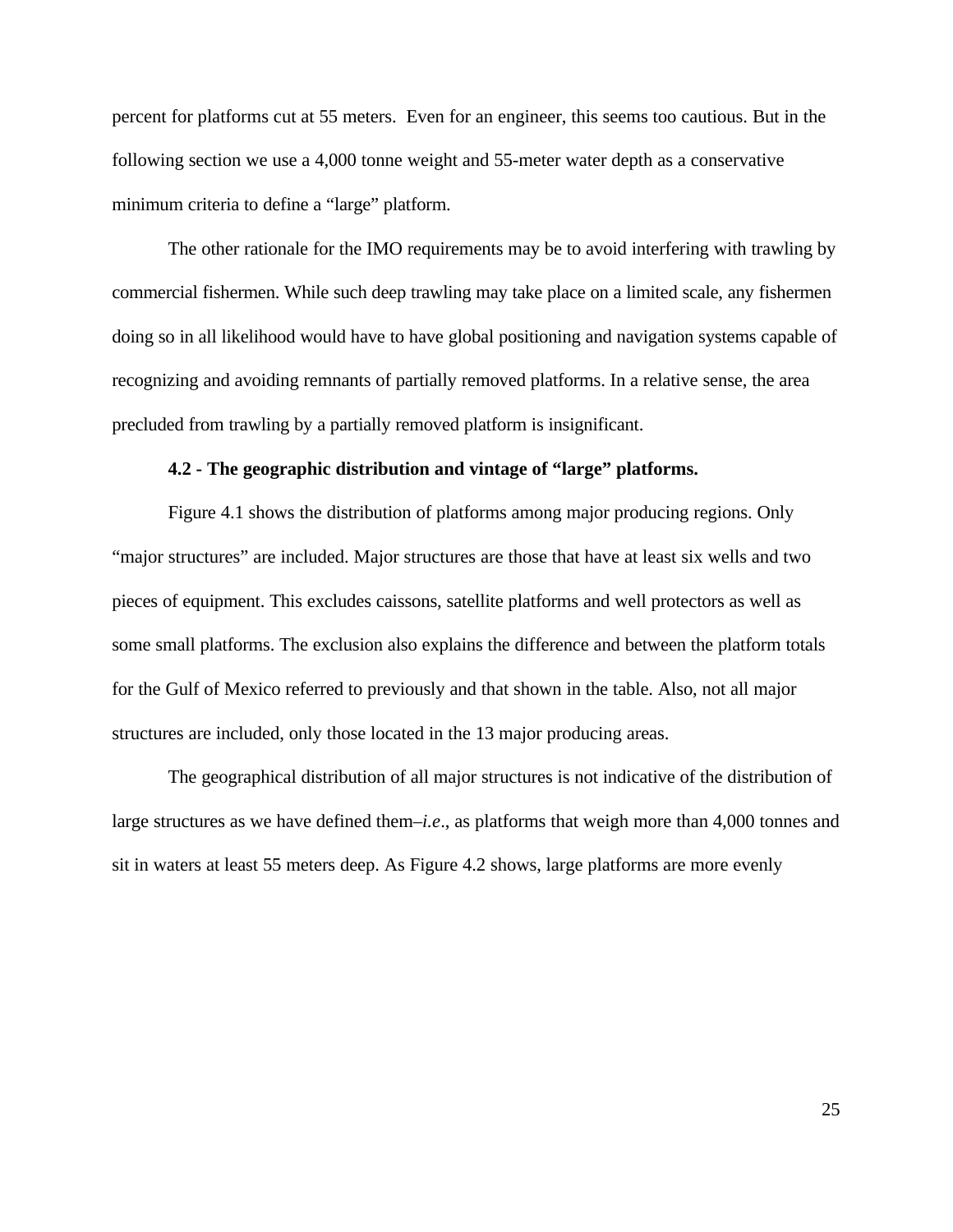percent for platforms cut at 55 meters.  Even for an engineer, this seems too cautious. But in the following section we use a 4,000 tonne weight and 55-meter water depth as a conservative minimum criteria to define a "large" platform.

The other rationale for the IMO requirements may be to avoid interfering with trawling by commercial fishermen. While such deep trawling may take place on a limited scale, any fishermen doing so in all likelihood would have to have global positioning and navigation systems capable of recognizing and avoiding remnants of partially removed platforms. In a relative sense, the area precluded from trawling by a partially removed platform is insignificant.

**4.2 - The geographic distribution and vintage of "large" platforms.**

Figure 4.1 shows the distribution of platforms among major producing regions. Only "major structures" are included. Major structures are those that have at least six wells and two pieces of equipment. This excludes caissons, satellite platforms and well protectors as well as some small platforms. The exclusion also explains the difference and between the platform totals for the Gulf of Mexico referred to previously and that shown in the table. Also, not all major structures are included, only those located in the 13 major producing areas.

The geographical distribution of all major structures is not indicative of the distribution of large structures as we have defined them–*i.e*., as platforms that weigh more than 4,000 tonnes and sit in waters at least 55 meters deep. As Figure 4.2 shows, large platforms are more evenly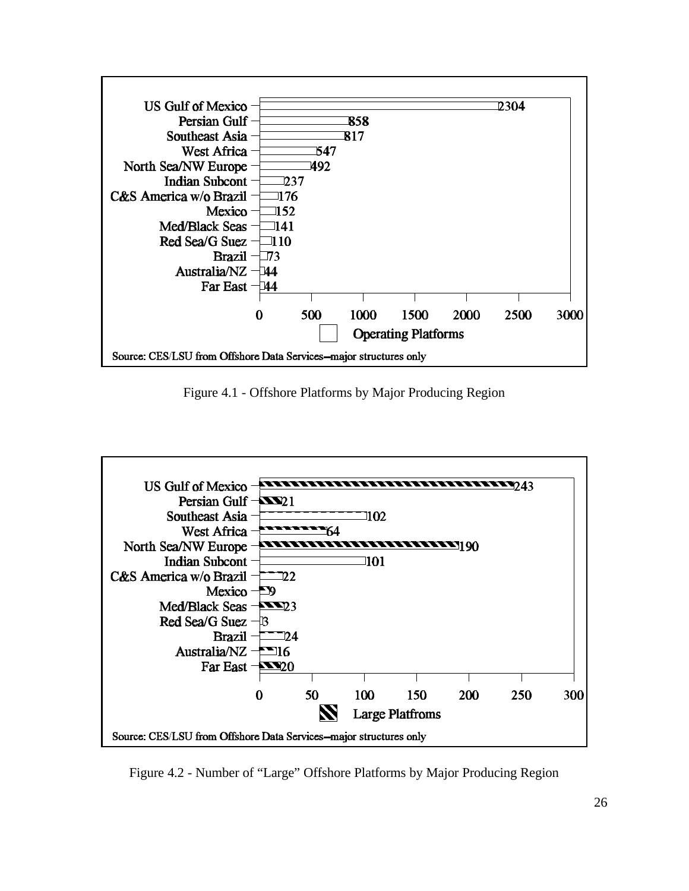| Region | Operating Platforms |
| --- | --- |
| US Gulf of Mexico | 2304 |
| Persian Gulf | 858 |
| Southeast Asia | 817 |
| West Africa | 547 |
| North Sea/NW Europe | 492 |
| Indian Subcont | 237 |
| C&S America w/o Brazil | 176 |
| Mexico | 152 |
| Med/Black Seas | 141 |
| Red Sea/G Suez | 110 |
| Brazil | 73 |
| Australia/NZ | 44 |
| Far East | 44 |

Source: CES/LSU from Offshore Data Services--major structures only

Figure 4.1 - Offshore Platforms by Major Producing Region

| Region | Large Platfroms |
| --- | --- |
| US Gulf of Mexico | 243 |
| Persian Gulf | 21 |
| Southeast Asia | 102 |
| West Africa | 64 |
| North Sea/NW Europe | 190 |
| Indian Subcont | 101 |
| C&S America w/o Brazil | 22 |
| Mexico | 9 |
| Med/Black Seas | 23 |
| Red Sea/G Suez | 3 |
| Brazil | 24 |
| Australia/NZ | 16 |
| Far East | 20 |

Source: CES/LSU from Offshore Data Services--major structures only

Figure 4.2 - Number of "Large" Offshore Platforms by Major Producing Region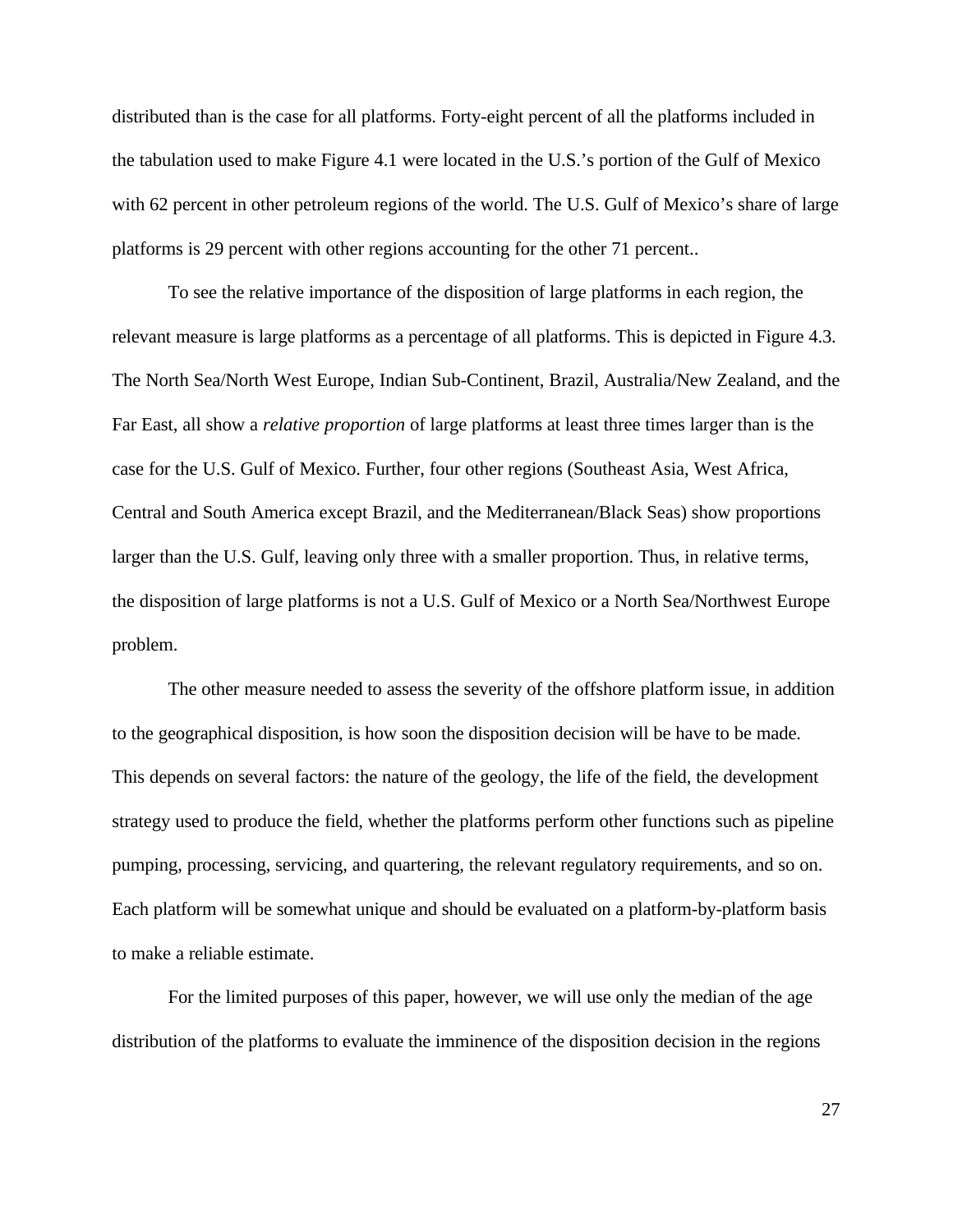distributed than is the case for all platforms. Forty-eight percent of all the platforms included in the tabulation used to make Figure 4.1 were located in the U.S.'s portion of the Gulf of Mexico with 62 percent in other petroleum regions of the world. The U.S. Gulf of Mexico's share of large platforms is 29 percent with other regions accounting for the other 71 percent..

To see the relative importance of the disposition of large platforms in each region, the relevant measure is large platforms as a percentage of all platforms. This is depicted in Figure 4.3. The North Sea/North West Europe, Indian Sub-Continent, Brazil, Australia/New Zealand, and the Far East, all show a *relative proportion* of large platforms at least three times larger than is the case for the U.S. Gulf of Mexico. Further, four other regions (Southeast Asia, West Africa, Central and South America except Brazil, and the Mediterranean/Black Seas) show proportions larger than the U.S. Gulf, leaving only three with a smaller proportion. Thus, in relative terms, the disposition of large platforms is not a U.S. Gulf of Mexico or a North Sea/Northwest Europe problem.

The other measure needed to assess the severity of the offshore platform issue, in addition to the geographical disposition, is how soon the disposition decision will be have to be made. This depends on several factors: the nature of the geology, the life of the field, the development strategy used to produce the field, whether the platforms perform other functions such as pipeline pumping, processing, servicing, and quartering, the relevant regulatory requirements, and so on. Each platform will be somewhat unique and should be evaluated on a platform-by-platform basis to make a reliable estimate.

For the limited purposes of this paper, however, we will use only the median of the age distribution of the platforms to evaluate the imminence of the disposition decision in the regions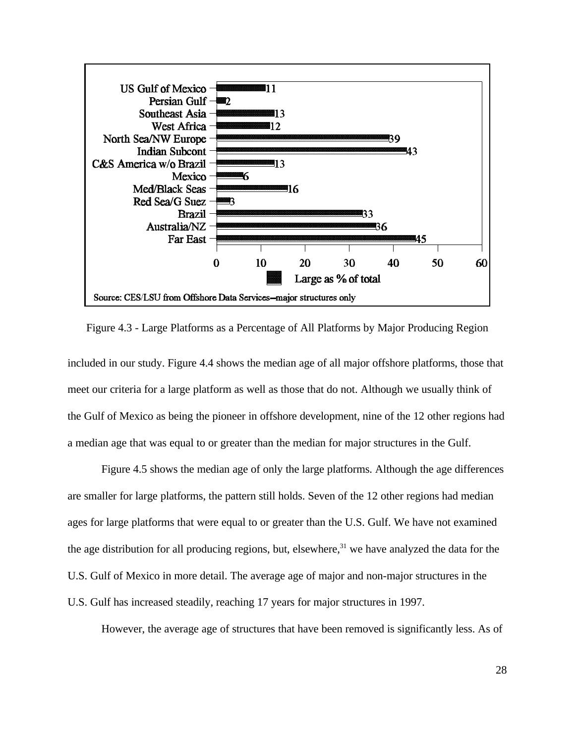| Region | Large as % of total |
|---|---|
| US Gulf of Mexico | 11 |
| Persian Gulf | 2 |
| Southeast Asia | 13 |
| West Africa | 12 |
| North Sea/NW Europe | 39 |
| Indian Subcont | 43 |
| C&S America w/o Brazil | 13 |
| Mexico | 6 |
| Med/Black Seas | 16 |
| Red Sea/G Suez | 3 |
| Brazil | 33 |
| Australia/NZ | 36 |
| Far East | 45 |

Source: CES/LSU from Offshore Data Services--major structures only

Figure 4.3 - Large Platforms as a Percentage of All Platforms by Major Producing Region

included in our study. Figure 4.4 shows the median age of all major offshore platforms, those that meet our criteria for a large platform as well as those that do not. Although we usually think of the Gulf of Mexico as being the pioneer in offshore development, nine of the 12 other regions had a median age that was equal to or greater than the median for major structures in the Gulf.

Figure 4.5 shows the median age of only the large platforms. Although the age differences are smaller for large platforms, the pattern still holds. Seven of the 12 other regions had median ages for large platforms that were equal to or greater than the U.S. Gulf. We have not examined the age distribution for all producing regions, but, elsewhere,[31] we have analyzed the data for the U.S. Gulf of Mexico in more detail. The average age of major and non-major structures in the U.S. Gulf has increased steadily, reaching 17 years for major structures in 1997.

However, the average age of structures that have been removed is significantly less. As of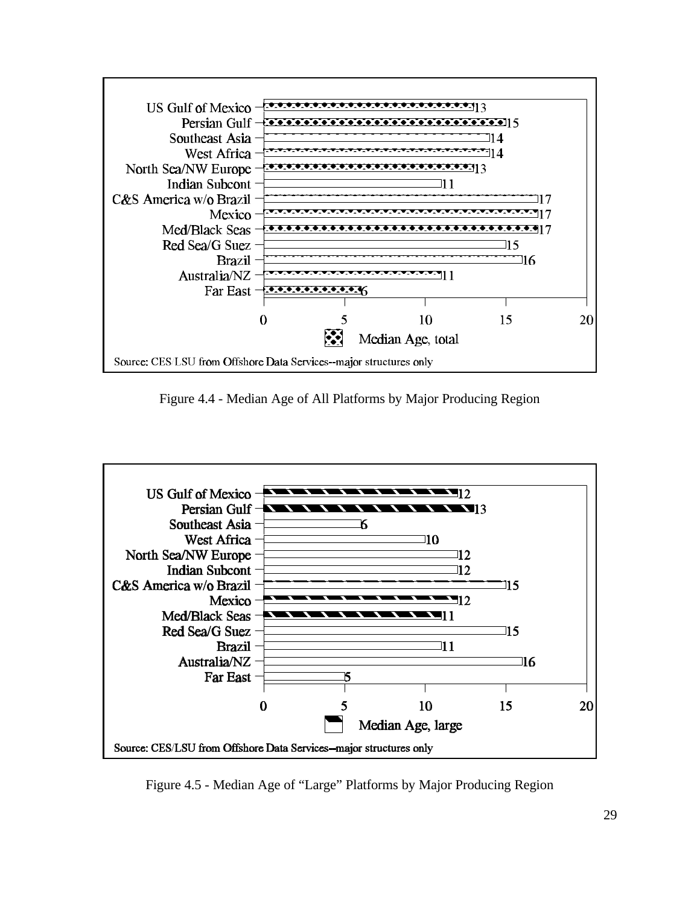| Region | Median Age, total |
|---|---|
| US Gulf of Mexico | 13 |
| Persian Gulf | 15 |
| Southeast Asia | 14 |
| West Africa | 14 |
| North Sea/NW Europe | 13 |
| Indian Subcont | 11 |
| C&S America w/o Brazil | 17 |
| Mexico | 17 |
| Med/Black Seas | 17 |
| Red Sea/G Suez | 15 |
| Brazil | 16 |
| Australia/NZ | 11 |
| Far East | 6 |

Source: CES/LSU from Offshore Data Services--major structures only

Figure 4.4 - Median Age of All Platforms by Major Producing Region

| Region | Median Age, large |
|---|---|
| US Gulf of Mexico | 12 |
| Persian Gulf | 13 |
| Southeast Asia | 6 |
| West Africa | 10 |
| North Sea/NW Europe | 12 |
| Indian Subcont | 12 |
| C&S America w/o Brazil | 15 |
| Mexico | 12 |
| Med/Black Seas | 11 |
| Red Sea/G Suez | 15 |
| Brazil | 11 |
| Australia/NZ | 16 |
| Far East | 5 |

Source: CES/LSU from Offshore Data Services--major structures only

Figure 4.5 - Median Age of “Large” Platforms by Major Producing Region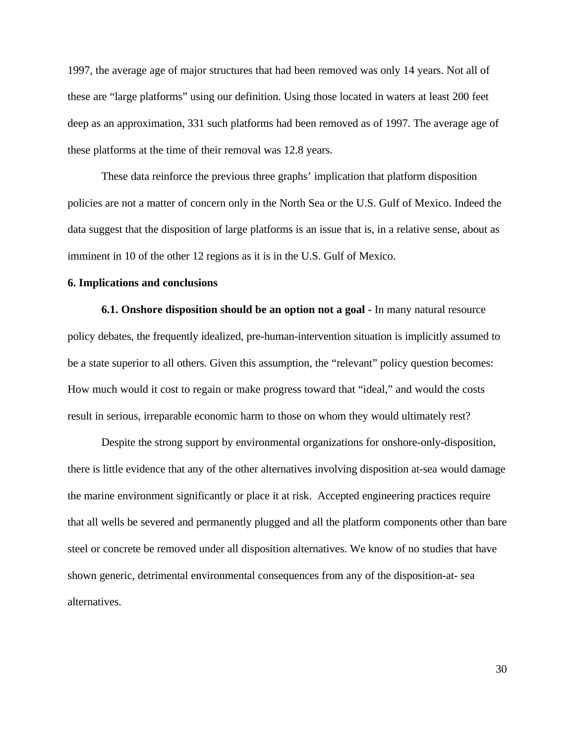1997, the average age of major structures that had been removed was only 14 years. Not all of these are "large platforms" using our definition. Using those located in waters at least 200 feet deep as an approximation, 331 such platforms had been removed as of 1997. The average age of these platforms at the time of their removal was 12.8 years.

These data reinforce the previous three graphs' implication that platform disposition policies are not a matter of concern only in the North Sea or the U.S. Gulf of Mexico. Indeed the data suggest that the disposition of large platforms is an issue that is, in a relative sense, about as imminent in 10 of the other 12 regions as it is in the U.S. Gulf of Mexico.

## 6. Implications and conclusions

**6.1. Onshore disposition should be an option not a goal -** In many natural resource policy debates, the frequently idealized, pre-human-intervention situation is implicitly assumed to be a state superior to all others. Given this assumption, the "relevant" policy question becomes: How much would it cost to regain or make progress toward that "ideal," and would the costs result in serious, irreparable economic harm to those on whom they would ultimately rest?

Despite the strong support by environmental organizations for onshore-only-disposition, there is little evidence that any of the other alternatives involving disposition at-sea would damage the marine environment significantly or place it at risk. Accepted engineering practices require that all wells be severed and permanently plugged and all the platform components other than bare steel or concrete be removed under all disposition alternatives. We know of no studies that have shown generic, detrimental environmental consequences from any of the disposition-at- sea alternatives.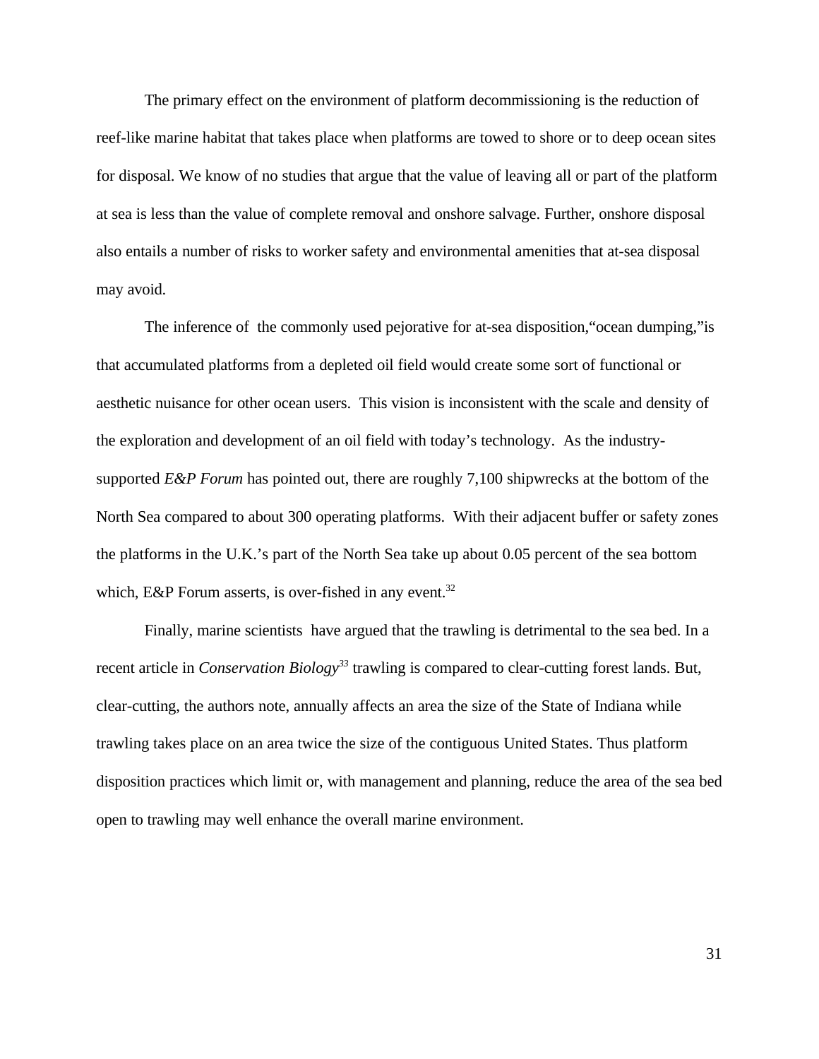The primary effect on the environment of platform decommissioning is the reduction of reef-like marine habitat that takes place when platforms are towed to shore or to deep ocean sites for disposal. We know of no studies that argue that the value of leaving all or part of the platform at sea is less than the value of complete removal and onshore salvage. Further, onshore disposal also entails a number of risks to worker safety and environmental amenities that at-sea disposal may avoid.

The inference of the commonly used pejorative for at-sea disposition,"ocean dumping,"is that accumulated platforms from a depleted oil field would create some sort of functional or aesthetic nuisance for other ocean users. This vision is inconsistent with the scale and density of the exploration and development of an oil field with today's technology. As the industry-supported *E&P Forum* has pointed out, there are roughly 7,100 shipwrecks at the bottom of the North Sea compared to about 300 operating platforms. With their adjacent buffer or safety zones the platforms in the U.K.'s part of the North Sea take up about 0.05 percent of the sea bottom which, E&P Forum asserts, is over-fished in any event.[32]

Finally, marine scientists have argued that the trawling is detrimental to the sea bed. In a recent article in *Conservation Biology*[33] trawling is compared to clear-cutting forest lands. But, clear-cutting, the authors note, annually affects an area the size of the State of Indiana while trawling takes place on an area twice the size of the contiguous United States. Thus platform disposition practices which limit or, with management and planning, reduce the area of the sea bed open to trawling may well enhance the overall marine environment.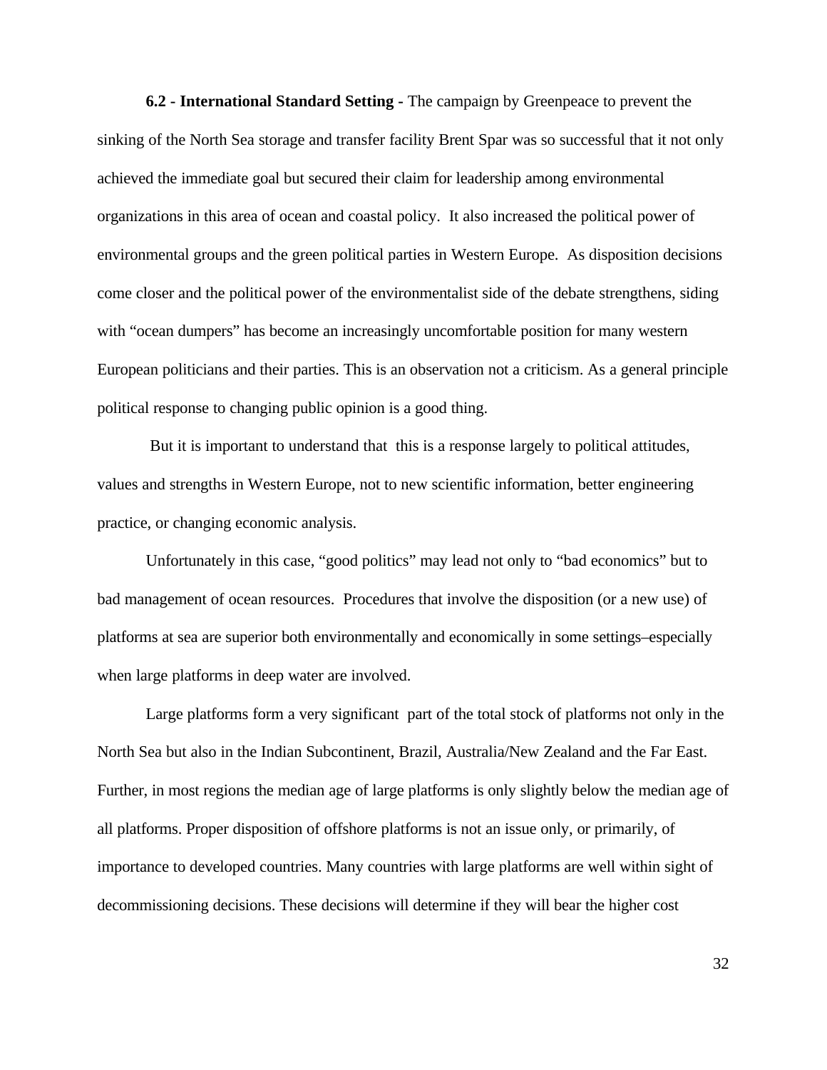**6.2 - International Standard Setting -** The campaign by Greenpeace to prevent the sinking of the North Sea storage and transfer facility Brent Spar was so successful that it not only achieved the immediate goal but secured their claim for leadership among environmental organizations in this area of ocean and coastal policy. It also increased the political power of environmental groups and the green political parties in Western Europe. As disposition decisions come closer and the political power of the environmentalist side of the debate strengthens, siding with "ocean dumpers" has become an increasingly uncomfortable position for many western European politicians and their parties. This is an observation not a criticism. As a general principle political response to changing public opinion is a good thing.

But it is important to understand that this is a response largely to political attitudes, values and strengths in Western Europe, not to new scientific information, better engineering practice, or changing economic analysis.

Unfortunately in this case, "good politics" may lead not only to "bad economics" but to bad management of ocean resources. Procedures that involve the disposition (or a new use) of platforms at sea are superior both environmentally and economically in some settings–especially when large platforms in deep water are involved.

Large platforms form a very significant part of the total stock of platforms not only in the North Sea but also in the Indian Subcontinent, Brazil, Australia/New Zealand and the Far East. Further, in most regions the median age of large platforms is only slightly below the median age of all platforms. Proper disposition of offshore platforms is not an issue only, or primarily, of importance to developed countries. Many countries with large platforms are well within sight of decommissioning decisions. These decisions will determine if they will bear the higher cost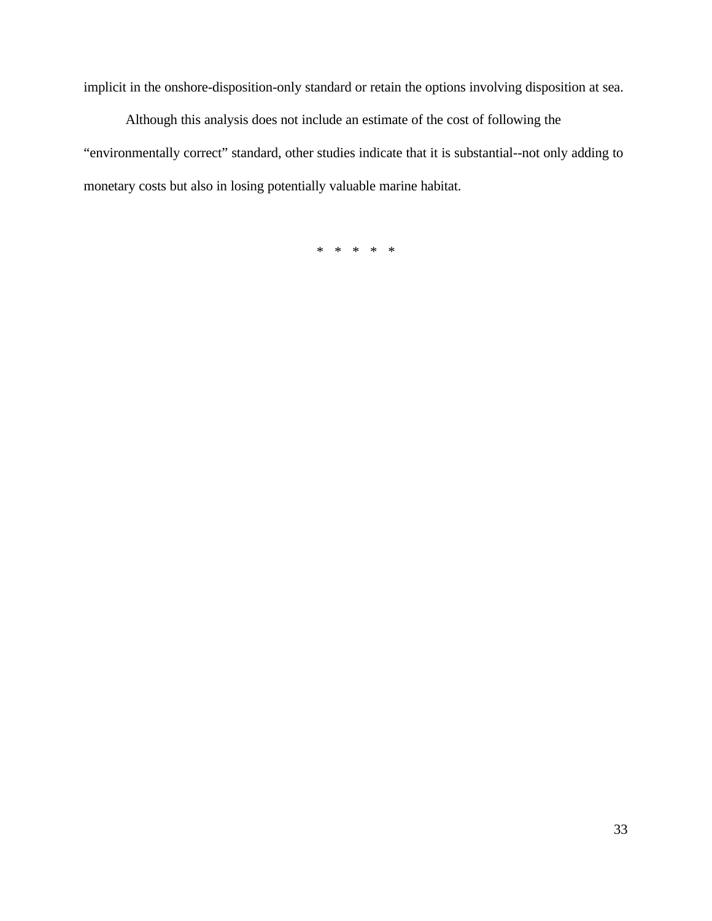implicit in the onshore-disposition-only standard or retain the options involving disposition at sea.

Although this analysis does not include an estimate of the cost of following the "environmentally correct" standard, other studies indicate that it is substantial--not only adding to monetary costs but also in losing potentially valuable marine habitat.

\* \* \* \* \*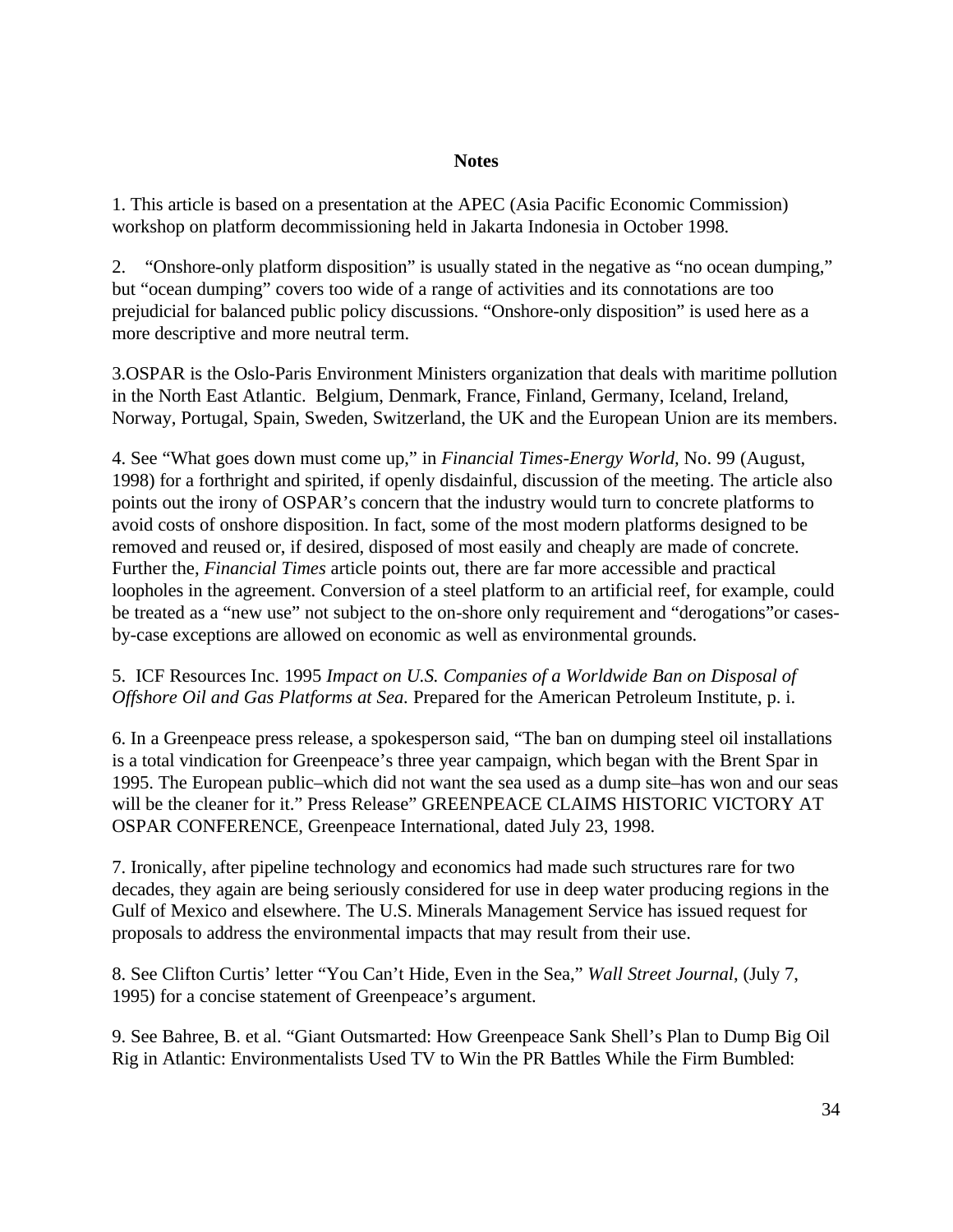## Notes

1. This article is based on a presentation at the APEC (Asia Pacific Economic Commission) workshop on platform decommissioning held in Jakarta Indonesia in October 1998.

2. "Onshore-only platform disposition" is usually stated in the negative as "no ocean dumping," but "ocean dumping" covers too wide of a range of activities and its connotations are too prejudicial for balanced public policy discussions. "Onshore-only disposition" is used here as a more descriptive and more neutral term.

3. OSPAR is the Oslo-Paris Environment Ministers organization that deals with maritime pollution in the North East Atlantic. Belgium, Denmark, France, Finland, Germany, Iceland, Ireland, Norway, Portugal, Spain, Sweden, Switzerland, the UK and the European Union are its members.

4. See "What goes down must come up," in *Financial Times-Energy World,* No. 99 (August, 1998) for a forthright and spirited, if openly disdainful, discussion of the meeting. The article also points out the irony of OSPAR's concern that the industry would turn to concrete platforms to avoid costs of onshore disposition. In fact, some of the most modern platforms designed to be removed and reused or, if desired, disposed of most easily and cheaply are made of concrete. Further the, *Financial Times* article points out, there are far more accessible and practical loopholes in the agreement. Conversion of a steel platform to an artificial reef, for example, could be treated as a "new use" not subject to the on-shore only requirement and "derogations"or cases-by-case exceptions are allowed on economic as well as environmental grounds.

5. ICF Resources Inc. 1995 *Impact on U.S. Companies of a Worldwide Ban on Disposal of Offshore Oil and Gas Platforms at Sea.* Prepared for the American Petroleum Institute, p. i.

6. In a Greenpeace press release, a spokesperson said, "The ban on dumping steel oil installations is a total vindication for Greenpeace's three year campaign, which began with the Brent Spar in 1995. The European public–which did not want the sea used as a dump site–has won and our seas will be the cleaner for it." Press Release" GREENPEACE CLAIMS HISTORIC VICTORY AT OSPAR CONFERENCE, Greenpeace International, dated July 23, 1998.

7. Ironically, after pipeline technology and economics had made such structures rare for two decades, they again are being seriously considered for use in deep water producing regions in the Gulf of Mexico and elsewhere. The U.S. Minerals Management Service has issued request for proposals to address the environmental impacts that may result from their use.

8. See Clifton Curtis' letter "You Can't Hide, Even in the Sea," *Wall Street Journal*, (July 7, 1995) for a concise statement of Greenpeace's argument.

9. See Bahree, B. et al. "Giant Outsmarted: How Greenpeace Sank Shell's Plan to Dump Big Oil Rig in Atlantic: Environmentalists Used TV to Win the PR Battles While the Firm Bumbled: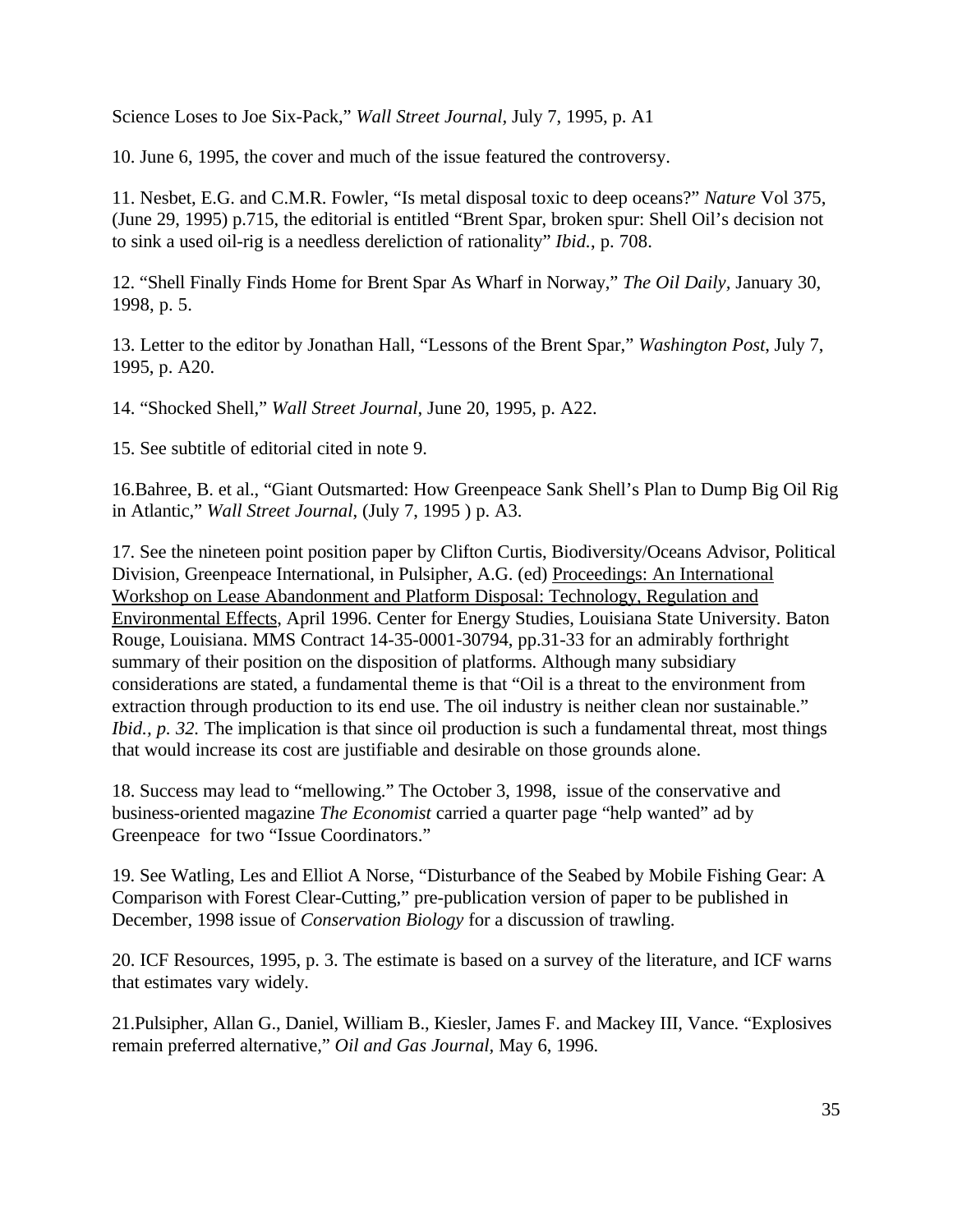Science Loses to Joe Six-Pack," *Wall Street Journal,* July 7, 1995, p. A1

10. June 6, 1995, the cover and much of the issue featured the controversy.

11. Nesbet, E.G. and C.M.R. Fowler, "Is metal disposal toxic to deep oceans?" *Nature* Vol 375, (June 29, 1995) p.715, the editorial is entitled "Brent Spar, broken spur: Shell Oil's decision not to sink a used oil-rig is a needless dereliction of rationality" *Ibid.*, p. 708.

12. "Shell Finally Finds Home for Brent Spar As Wharf in Norway," *The Oil Daily,* January 30, 1998, p. 5.

13. Letter to the editor by Jonathan Hall, "Lessons of the Brent Spar," *Washington Post*, July 7, 1995, p. A20.

14. "Shocked Shell," *Wall Street Journal*, June 20, 1995, p. A22.

15. See subtitle of editorial cited in note 9.

16.Bahree, B. et al., "Giant Outsmarted: How Greenpeace Sank Shell's Plan to Dump Big Oil Rig in Atlantic," *Wall Street Journal*, (July 7, 1995 ) p. A3.

17. See the nineteen point position paper by Clifton Curtis, Biodiversity/Oceans Advisor, Political Division, Greenpeace International, in Pulsipher, A.G. (ed) <u>Proceedings: An International Workshop on Lease Abandonment and Platform Disposal: Technology, Regulation and Environmental Effects</u>, April 1996. Center for Energy Studies, Louisiana State University. Baton Rouge, Louisiana. MMS Contract 14-35-0001-30794, pp.31-33 for an admirably forthright summary of their position on the disposition of platforms. Although many subsidiary considerations are stated, a fundamental theme is that "Oil is a threat to the environment from extraction through production to its end use. The oil industry is neither clean nor sustainable." *Ibid., p. 32.* The implication is that since oil production is such a fundamental threat, most things that would increase its cost are justifiable and desirable on those grounds alone.

18. Success may lead to "mellowing." The October 3, 1998, issue of the conservative and business-oriented magazine *The Economist* carried a quarter page "help wanted" ad by Greenpeace for two "Issue Coordinators."

19. See Watling, Les and Elliot A Norse, "Disturbance of the Seabed by Mobile Fishing Gear: A Comparison with Forest Clear-Cutting," pre-publication version of paper to be published in December, 1998 issue of *Conservation Biology* for a discussion of trawling.

20. ICF Resources, 1995, p. 3. The estimate is based on a survey of the literature, and ICF warns that estimates vary widely.

21.Pulsipher, Allan G., Daniel, William B., Kiesler, James F. and Mackey III, Vance. "Explosives remain preferred alternative," *Oil and Gas Journal*, May 6, 1996.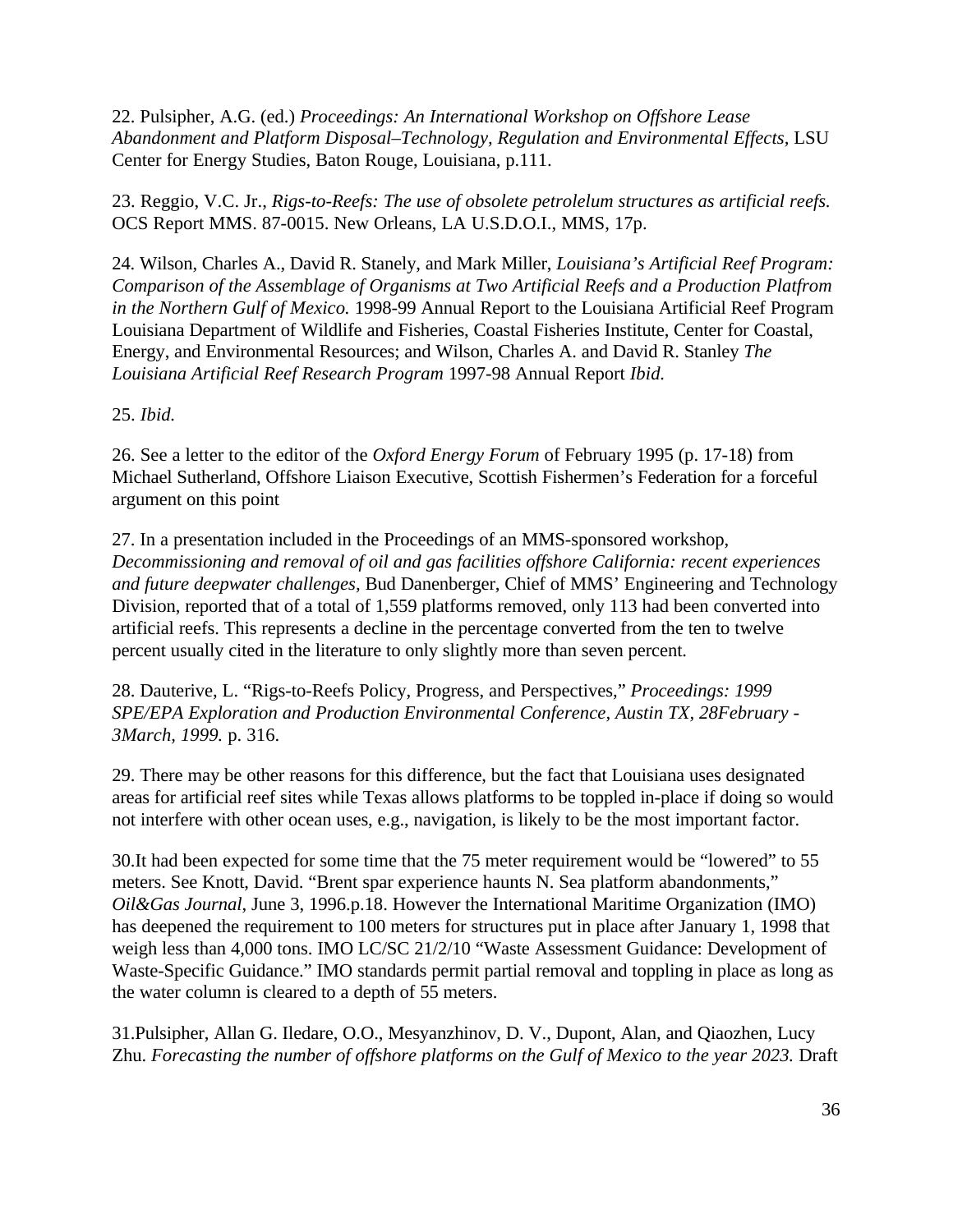22. Pulsipher, A.G. (ed.) *Proceedings: An International Workshop on Offshore Lease Abandonment and Platform Disposal–Technology, Regulation and Environmental Effects*, LSU Center for Energy Studies, Baton Rouge, Louisiana, p.111.

23. Reggio, V.C. Jr., *Rigs-to-Reefs: The use of obsolete petrolelum structures as artificial reefs.* OCS Report MMS. 87-0015. New Orleans, LA U.S.D.O.I., MMS, 17p.

24. Wilson, Charles A., David R. Stanely, and Mark Miller, *Louisiana's Artificial Reef Program: Comparison of the Assemblage of Organisms at Two Artificial Reefs and a Production Platfrom in the Northern Gulf of Mexico.* 1998-99 Annual Report to the Louisiana Artificial Reef Program Louisiana Department of Wildlife and Fisheries, Coastal Fisheries Institute, Center for Coastal, Energy, and Environmental Resources; and Wilson, Charles A. and David R. Stanley *The Louisiana Artificial Reef Research Program* 1997-98 Annual Report *Ibid.*

25. *Ibid.*

26. See a letter to the editor of the *Oxford Energy Forum* of February 1995 (p. 17-18) from Michael Sutherland, Offshore Liaison Executive, Scottish Fishermen's Federation for a forceful argument on this point

27. In a presentation included in the Proceedings of an MMS-sponsored workshop, *Decommissioning and removal of oil and gas facilities offshore California: recent experiences and future deepwater challenges,* Bud Danenberger, Chief of MMS' Engineering and Technology Division, reported that of a total of 1,559 platforms removed, only 113 had been converted into artificial reefs. This represents a decline in the percentage converted from the ten to twelve percent usually cited in the literature to only slightly more than seven percent.

28. Dauterive, L. "Rigs-to-Reefs Policy, Progress, and Perspectives," *Proceedings: 1999 SPE/EPA Exploration and Production Environmental Conference, Austin TX, 28February - 3March, 1999.* p. 316.

29. There may be other reasons for this difference, but the fact that Louisiana uses designated areas for artificial reef sites while Texas allows platforms to be toppled in-place if doing so would not interfere with other ocean uses, e.g., navigation, is likely to be the most important factor.

30.It had been expected for some time that the 75 meter requirement would be "lowered" to 55 meters. See Knott, David. "Brent spar experience haunts N. Sea platform abandonments," *Oil&Gas Journal*, June 3, 1996.p.18. However the International Maritime Organization (IMO) has deepened the requirement to 100 meters for structures put in place after January 1, 1998 that weigh less than 4,000 tons. IMO LC/SC 21/2/10 "Waste Assessment Guidance: Development of Waste-Specific Guidance." IMO standards permit partial removal and toppling in place as long as the water column is cleared to a depth of 55 meters.

31.Pulsipher, Allan G. Iledare, O.O., Mesyanzhinov, D. V., Dupont, Alan, and Qiaozhen, Lucy Zhu. *Forecasting the number of offshore platforms on the Gulf of Mexico to the year 2023.* Draft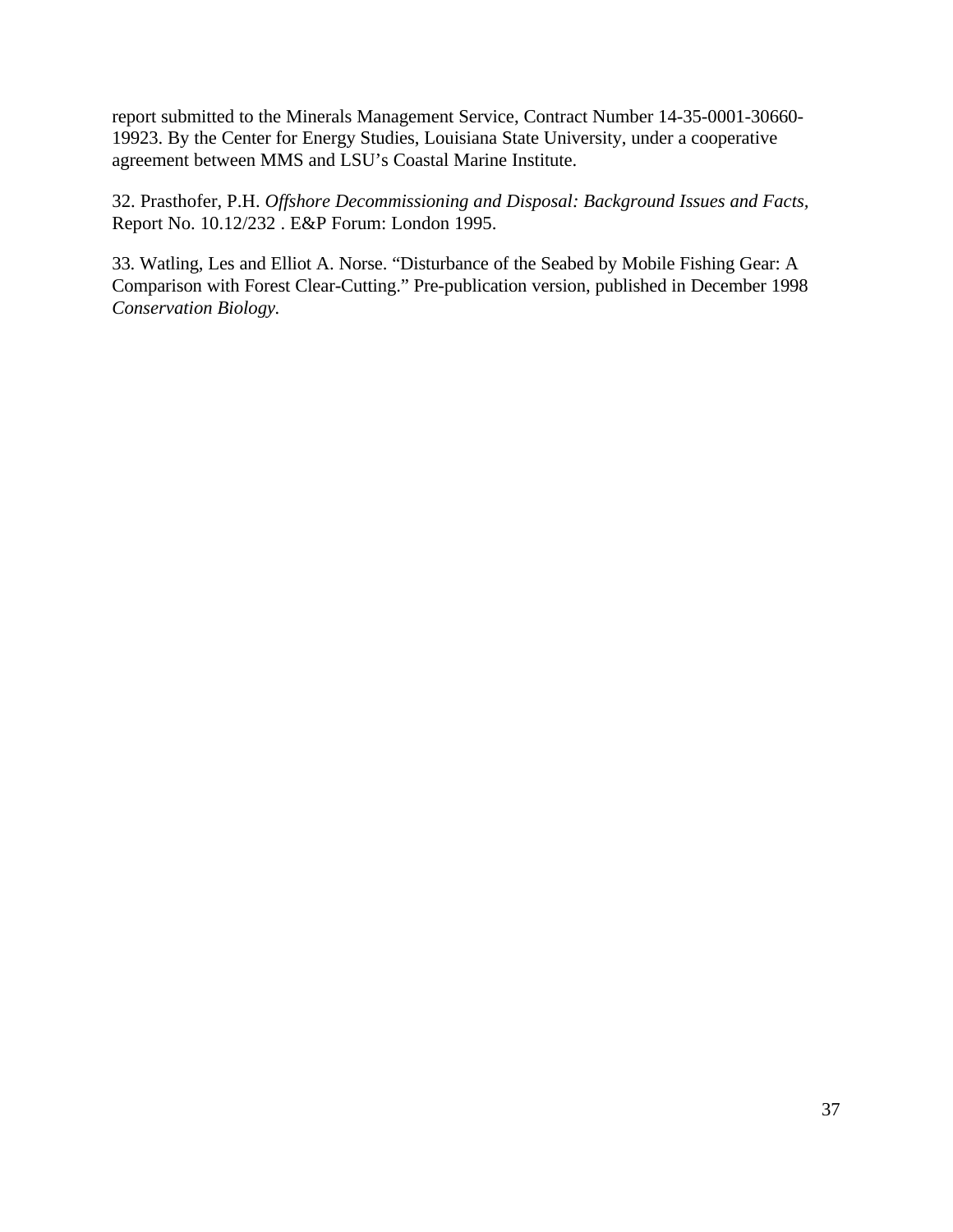report submitted to the Minerals Management Service, Contract Number 14-35-0001-30660-19923. By the Center for Energy Studies, Louisiana State University, under a cooperative agreement between MMS and LSU's Coastal Marine Institute.

32. Prasthofer, P.H. *Offshore Decommissioning and Disposal: Background Issues and Facts*, Report No. 10.12/232 . E&P Forum: London 1995.

33. Watling, Les and Elliot A. Norse. "Disturbance of the Seabed by Mobile Fishing Gear: A Comparison with Forest Clear-Cutting." Pre-publication version, published in December 1998 *Conservation Biology.*